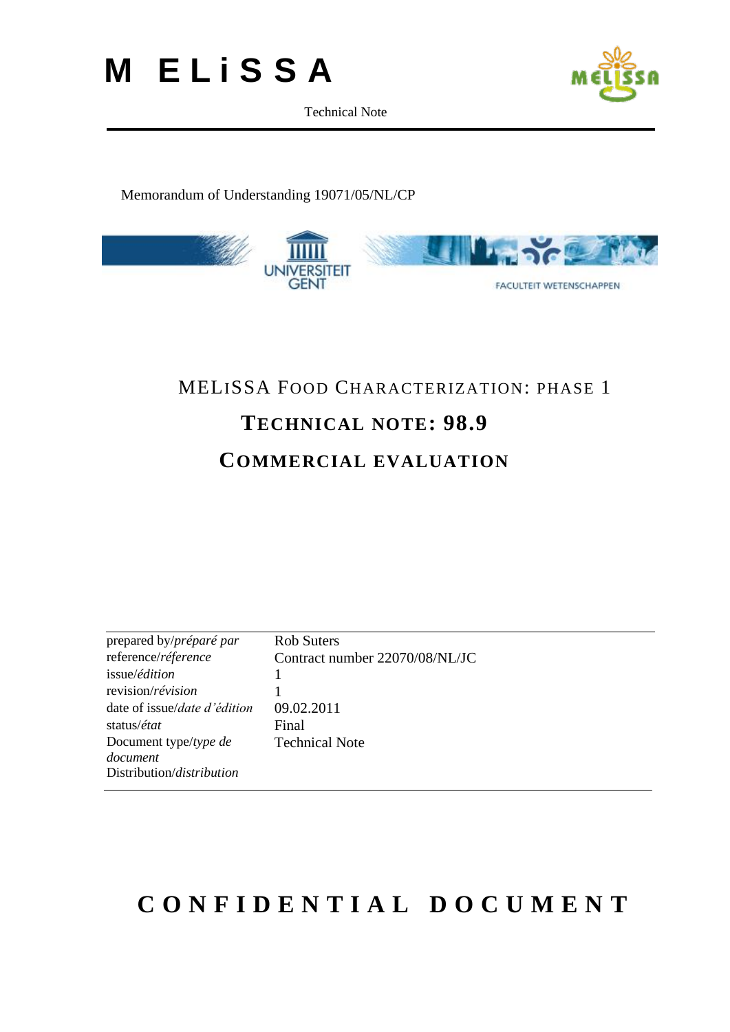# M E L i S S A

Technical Note

Memorandum of Understanding 19071/05/NL/CP

UNIVERSITEIT GENT

FACULTEIT WETENSCHAPPEN

## MELiSSA Food Characterization: Phase 1

## Technical Note: 98.9

## Commercial Evaluation

| | |
|---|---|
| prepared by/*préparé par* | Rob Suters |
| reference/*réference* | Contract number 22070/08/NL/JC |
| issue/*édition* | 1 |
| revision/*révision* | 1 |
| date of issue/*date d'édition* | 09.02.2011 |
| status/*état* | Final |
| Document type/*type de document* | Technical Note |
| Distribution/*distribution* | |

# C O N F I D E N T I A L   D O C U M E N T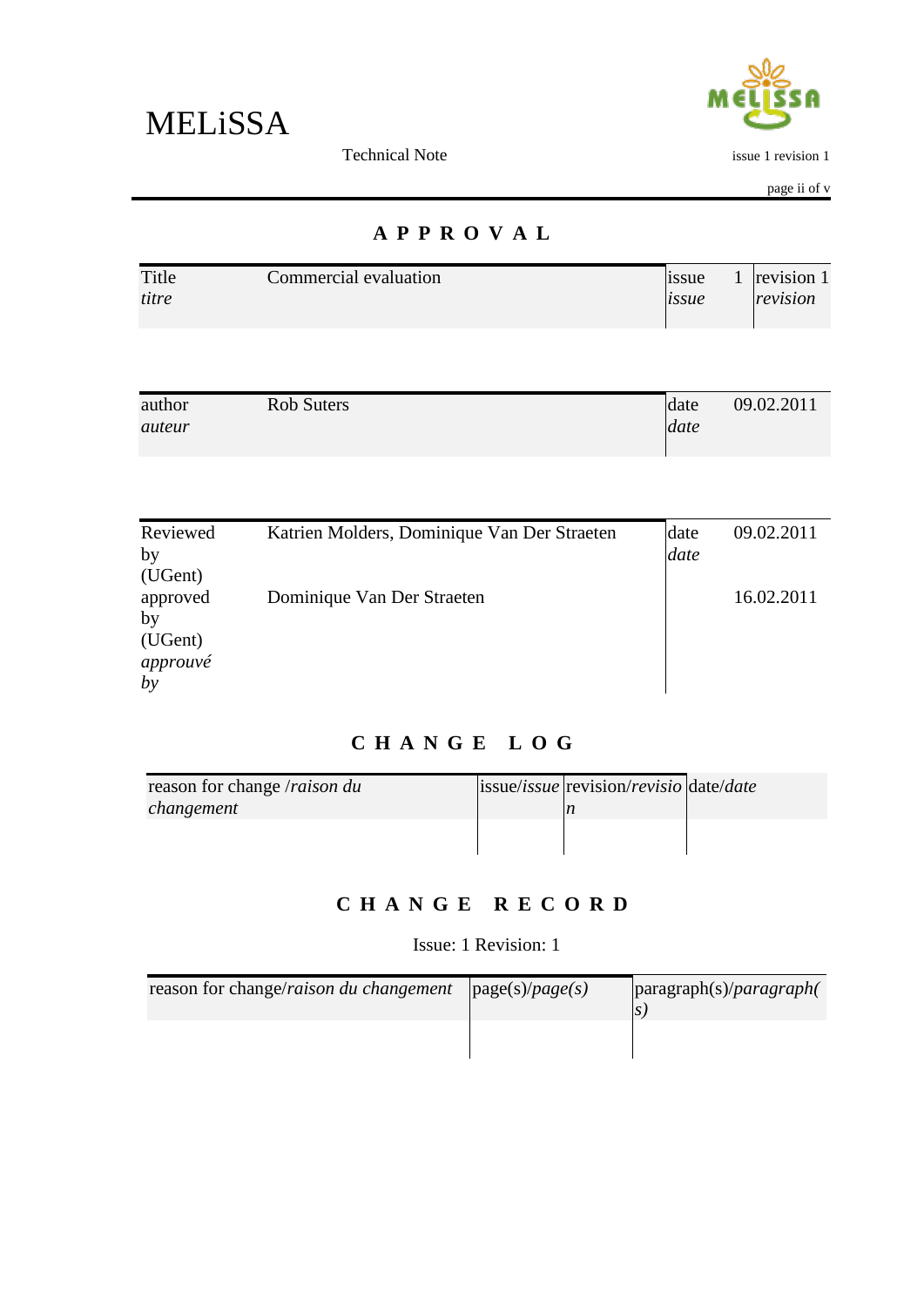## APPROVAL

| Title<br>*titre* | Commercial evaluation | issue<br>*issue* | 1 | revision 1<br>*revision* |
|---|---|---|---|---|

| author<br>*auteur* | Rob Suters | date<br>*date* | 09.02.2011 |
|---|---|---|---|

| Reviewed by (UGent) | Katrien Molders, Dominique Van Der Straeten | date<br>*date* | 09.02.2011 |
|---|---|---|---|
| approved by (UGent)<br>*approuvé by* | Dominique Van Der Straeten | | 16.02.2011 |

## CHANGE LOG

| reason for change /*raison du changement* | issue/*issue* | revision/*revision* | date/*date* |
|---|---|---|---|
| | | | |

## CHANGE RECORD

Issue: 1 Revision: 1

| reason for change/*raison du changement* | page(s)/*page(s)* | paragraph(s)/*paragraph(s)* |
|---|---|---|
| | | |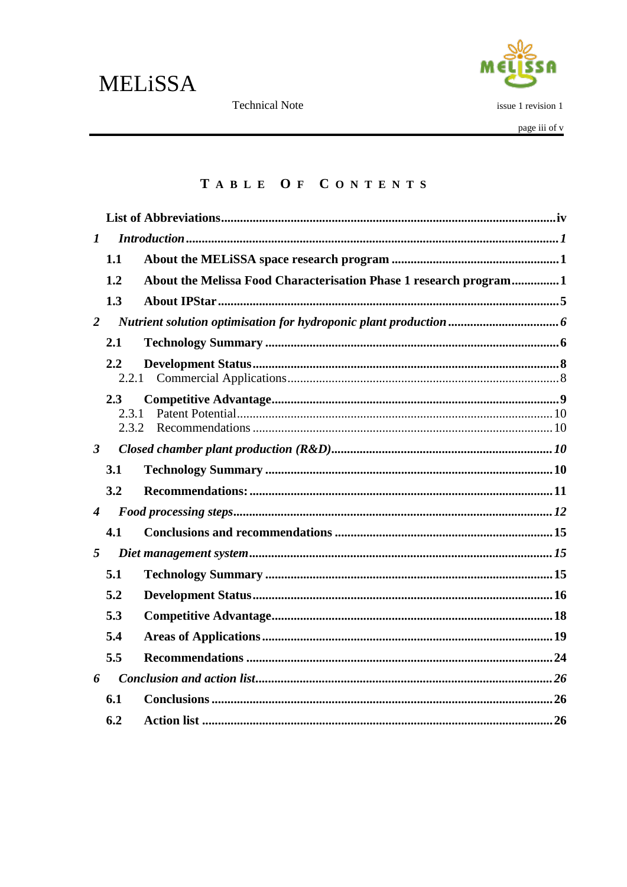# Table of Contents

**List of Abbreviations** ..... iv

***1 Introduction*** ..... *1*

- **1.1 About the MELiSSA space research program** ..... 1
- **1.2 About the Melissa Food Characterisation Phase 1 research program** ..... 1
- **1.3 About IPStar** ..... 5

***2 Nutrient solution optimisation for hydroponic plant production*** ..... *6*

- **2.1 Technology Summary** ..... 6
- **2.2 Development Status** ..... 8
  - 2.2.1 Commercial Applications ..... 8
- **2.3 Competitive Advantage** ..... 9
  - 2.3.1 Patent Potential ..... 10
  - 2.3.2 Recommendations ..... 10

***3 Closed chamber plant production (R&D)*** ..... *10*

- **3.1 Technology Summary** ..... 10
- **3.2 Recommendations:** ..... 11

***4 Food processing steps*** ..... *12*

- **4.1 Conclusions and recommendations** ..... 15

***5 Diet management system*** ..... *15*

- **5.1 Technology Summary** ..... 15
- **5.2 Development Status** ..... 16
- **5.3 Competitive Advantage** ..... 18
- **5.4 Areas of Applications** ..... 19
- **5.5 Recommendations** ..... 24

***6 Conclusion and action list*** ..... *26*

- **6.1 Conclusions** ..... 26
- **6.2 Action list** ..... 26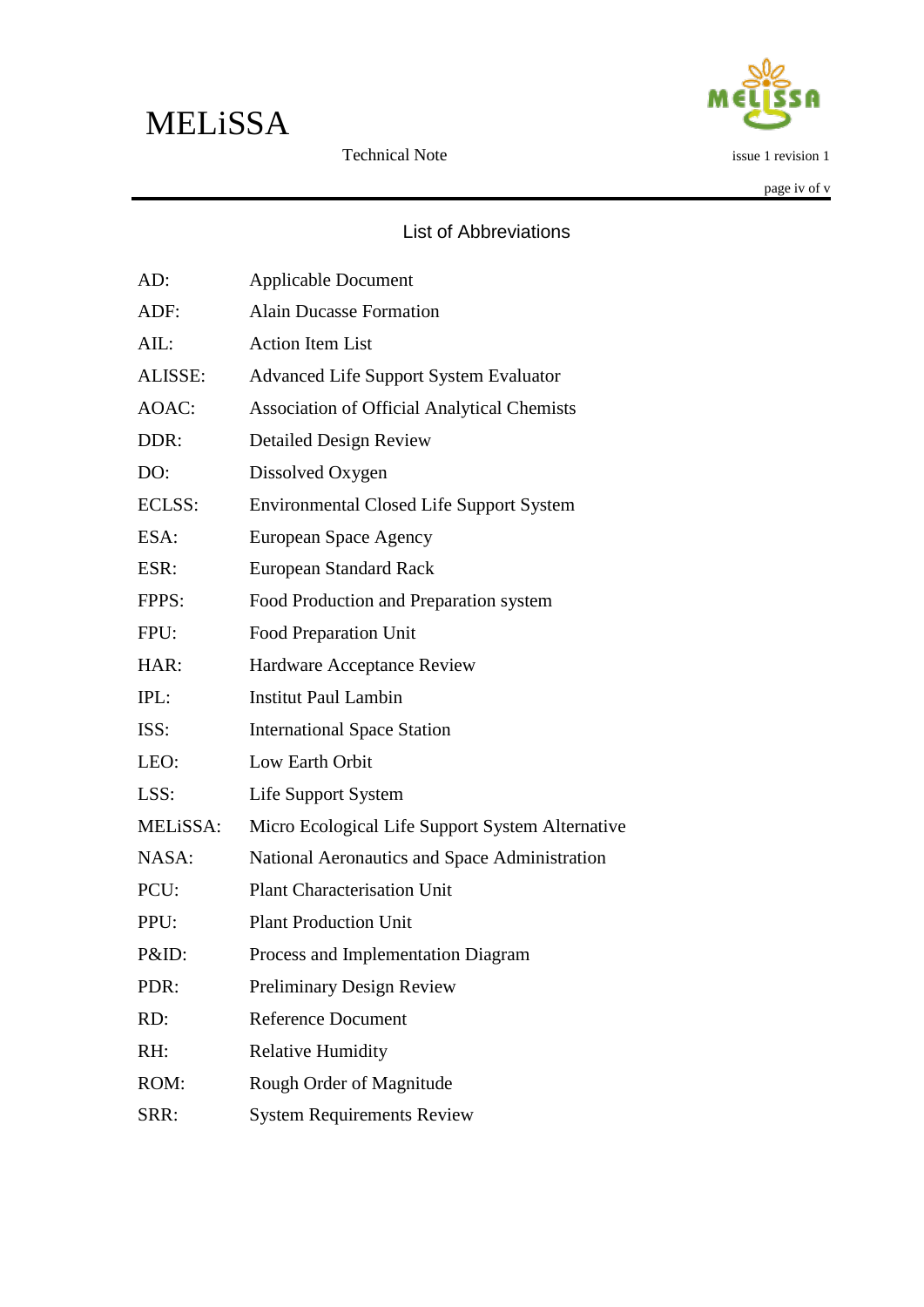## List of Abbreviations

| | |
|---|---|
| AD: | Applicable Document |
| ADF: | Alain Ducasse Formation |
| AIL: | Action Item List |
| ALISSE: | Advanced Life Support System Evaluator |
| AOAC: | Association of Official Analytical Chemists |
| DDR: | Detailed Design Review |
| DO: | Dissolved Oxygen |
| ECLSS: | Environmental Closed Life Support System |
| ESA: | European Space Agency |
| ESR: | European Standard Rack |
| FPPS: | Food Production and Preparation system |
| FPU: | Food Preparation Unit |
| HAR: | Hardware Acceptance Review |
| IPL: | Institut Paul Lambin |
| ISS: | International Space Station |
| LEO: | Low Earth Orbit |
| LSS: | Life Support System |
| MELiSSA: | Micro Ecological Life Support System Alternative |
| NASA: | National Aeronautics and Space Administration |
| PCU: | Plant Characterisation Unit |
| PPU: | Plant Production Unit |
| P&ID: | Process and Implementation Diagram |
| PDR: | Preliminary Design Review |
| RD: | Reference Document |
| RH: | Relative Humidity |
| ROM: | Rough Order of Magnitude |
| SRR: | System Requirements Review |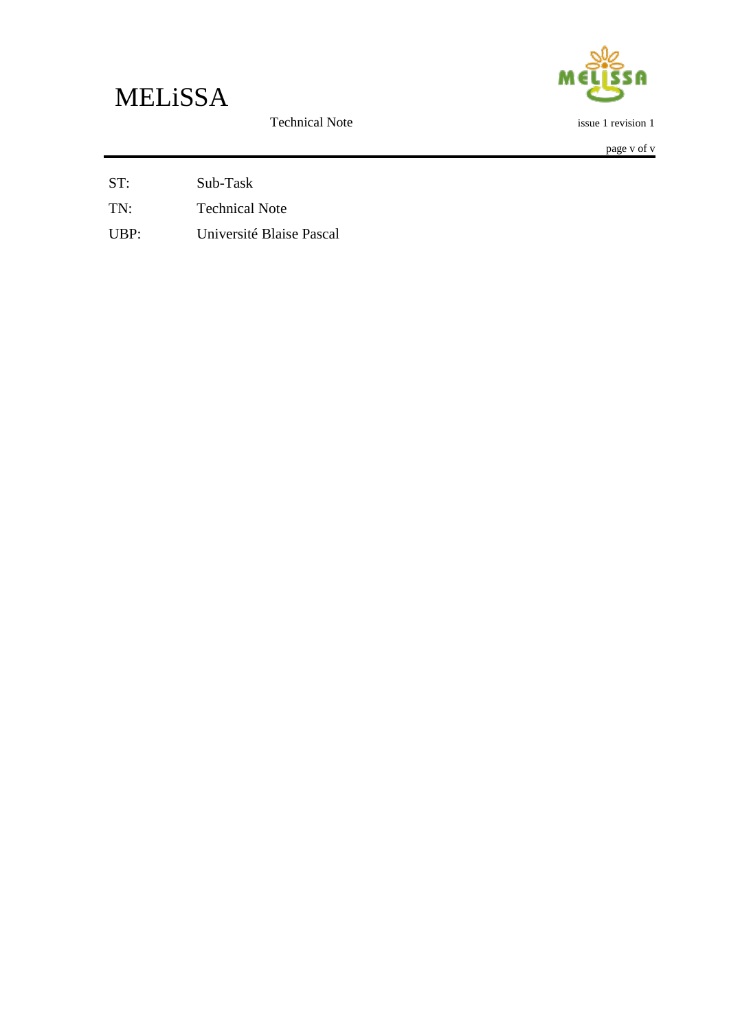| | |
|---|---|
| ST: | Sub-Task |
| TN: | Technical Note |
| UBP: | Université Blaise Pascal |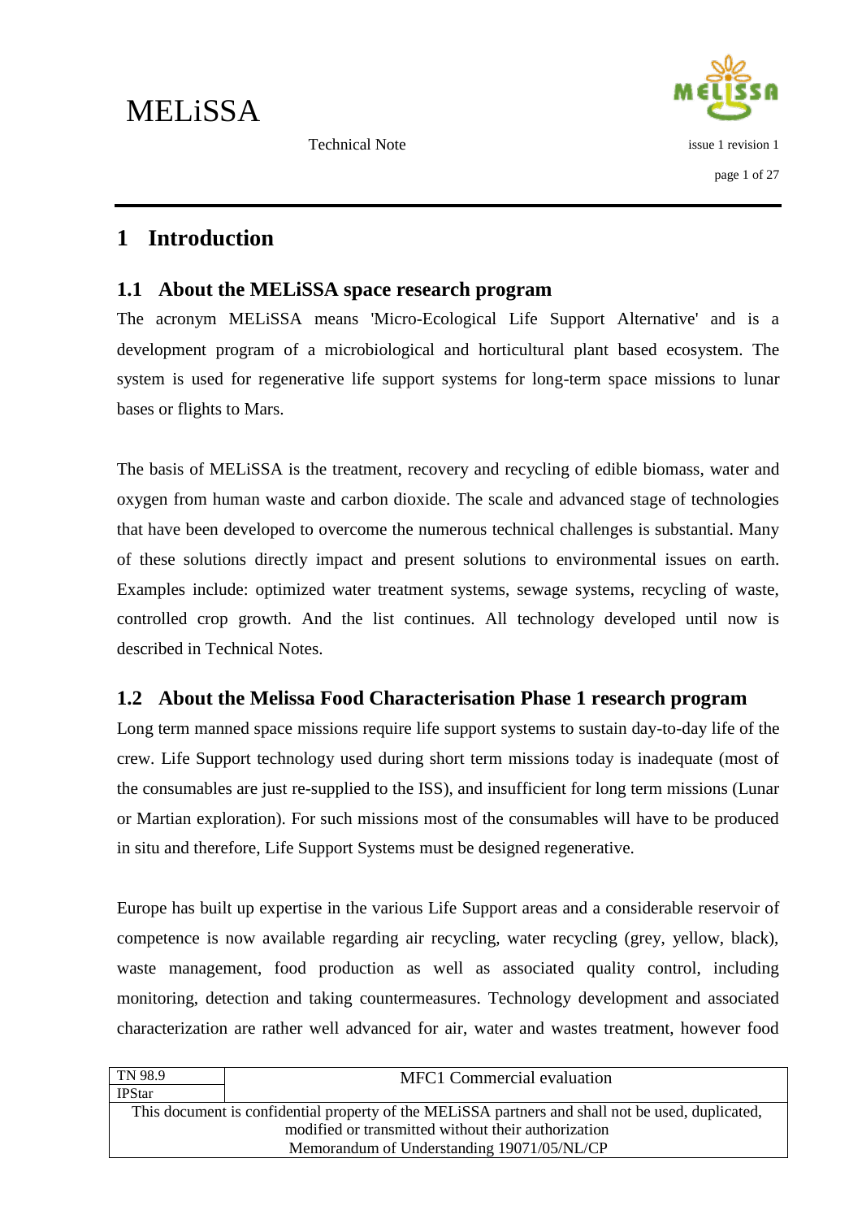# 1 Introduction

## 1.1 About the MELiSSA space research program

The acronym MELiSSA means 'Micro-Ecological Life Support Alternative' and is a development program of a microbiological and horticultural plant based ecosystem. The system is used for regenerative life support systems for long-term space missions to lunar bases or flights to Mars.

The basis of MELiSSA is the treatment, recovery and recycling of edible biomass, water and oxygen from human waste and carbon dioxide. The scale and advanced stage of technologies that have been developed to overcome the numerous technical challenges is substantial. Many of these solutions directly impact and present solutions to environmental issues on earth. Examples include: optimized water treatment systems, sewage systems, recycling of waste, controlled crop growth. And the list continues. All technology developed until now is described in Technical Notes.

## 1.2 About the Melissa Food Characterisation Phase 1 research program

Long term manned space missions require life support systems to sustain day-to-day life of the crew. Life Support technology used during short term missions today is inadequate (most of the consumables are just re-supplied to the ISS), and insufficient for long term missions (Lunar or Martian exploration). For such missions most of the consumables will have to be produced in situ and therefore, Life Support Systems must be designed regenerative.

Europe has built up expertise in the various Life Support areas and a considerable reservoir of competence is now available regarding air recycling, water recycling (grey, yellow, black), waste management, food production as well as associated quality control, including monitoring, detection and taking countermeasures. Technology development and associated characterization are rather well advanced for air, water and wastes treatment, however food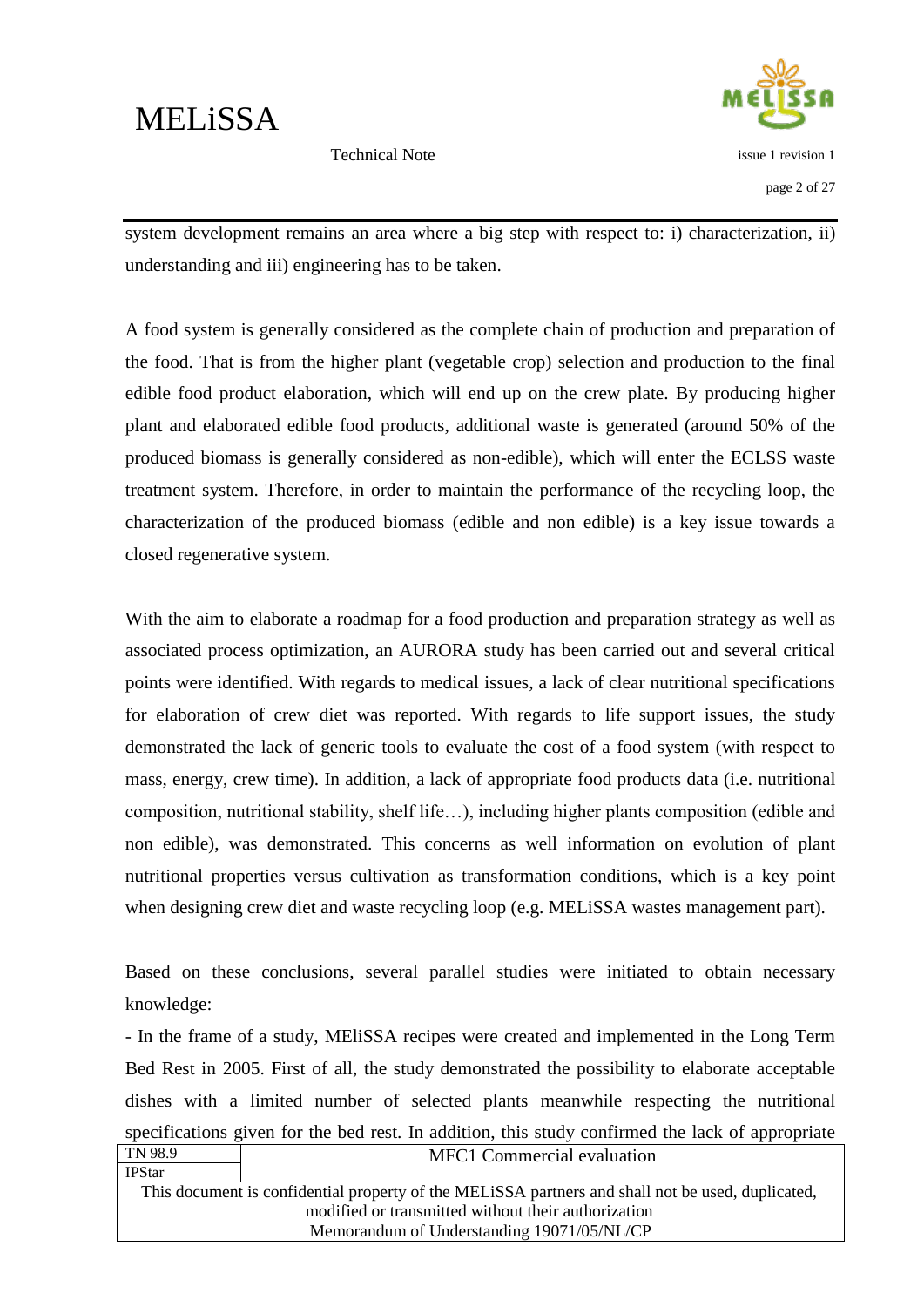system development remains an area where a big step with respect to: i) characterization, ii) understanding and iii) engineering has to be taken.

A food system is generally considered as the complete chain of production and preparation of the food. That is from the higher plant (vegetable crop) selection and production to the final edible food product elaboration, which will end up on the crew plate. By producing higher plant and elaborated edible food products, additional waste is generated (around 50% of the produced biomass is generally considered as non-edible), which will enter the ECLSS waste treatment system. Therefore, in order to maintain the performance of the recycling loop, the characterization of the produced biomass (edible and non edible) is a key issue towards a closed regenerative system.

With the aim to elaborate a roadmap for a food production and preparation strategy as well as associated process optimization, an AURORA study has been carried out and several critical points were identified. With regards to medical issues, a lack of clear nutritional specifications for elaboration of crew diet was reported. With regards to life support issues, the study demonstrated the lack of generic tools to evaluate the cost of a food system (with respect to mass, energy, crew time). In addition, a lack of appropriate food products data (i.e. nutritional composition, nutritional stability, shelf life…), including higher plants composition (edible and non edible), was demonstrated. This concerns as well information on evolution of plant nutritional properties versus cultivation as transformation conditions, which is a key point when designing crew diet and waste recycling loop (e.g. MELiSSA wastes management part).

Based on these conclusions, several parallel studies were initiated to obtain necessary knowledge:

- In the frame of a study, MEliSSA recipes were created and implemented in the Long Term Bed Rest in 2005. First of all, the study demonstrated the possibility to elaborate acceptable dishes with a limited number of selected plants meanwhile respecting the nutritional specifications given for the bed rest. In addition, this study confirmed the lack of appropriate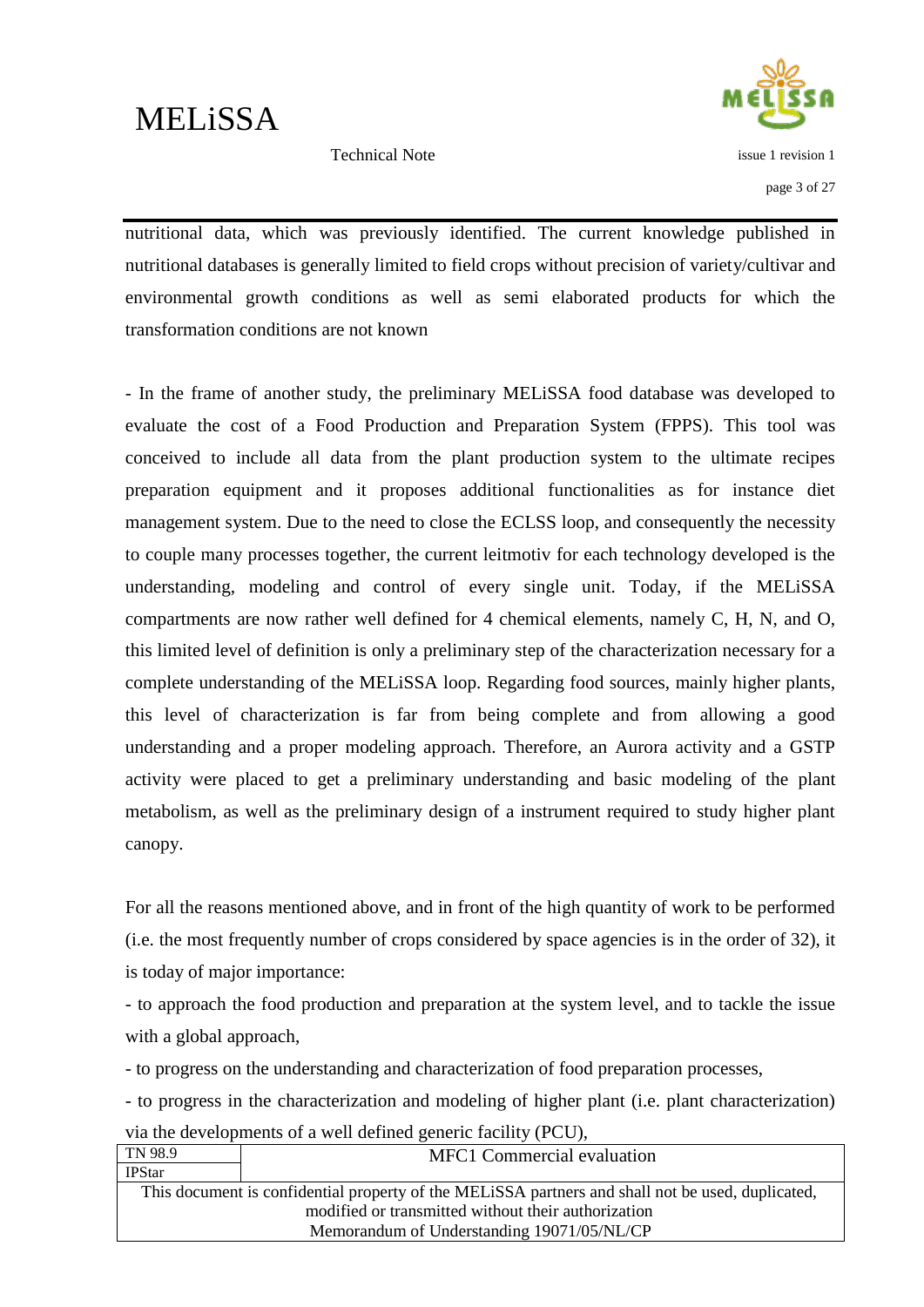nutritional data, which was previously identified. The current knowledge published in nutritional databases is generally limited to field crops without precision of variety/cultivar and environmental growth conditions as well as semi elaborated products for which the transformation conditions are not known

- In the frame of another study, the preliminary MELiSSA food database was developed to evaluate the cost of a Food Production and Preparation System (FPPS). This tool was conceived to include all data from the plant production system to the ultimate recipes preparation equipment and it proposes additional functionalities as for instance diet management system. Due to the need to close the ECLSS loop, and consequently the necessity to couple many processes together, the current leitmotiv for each technology developed is the understanding, modeling and control of every single unit. Today, if the MELiSSA compartments are now rather well defined for 4 chemical elements, namely C, H, N, and O, this limited level of definition is only a preliminary step of the characterization necessary for a complete understanding of the MELiSSA loop. Regarding food sources, mainly higher plants, this level of characterization is far from being complete and from allowing a good understanding and a proper modeling approach. Therefore, an Aurora activity and a GSTP activity were placed to get a preliminary understanding and basic modeling of the plant metabolism, as well as the preliminary design of a instrument required to study higher plant canopy.

For all the reasons mentioned above, and in front of the high quantity of work to be performed (i.e. the most frequently number of crops considered by space agencies is in the order of 32), it is today of major importance:

- to approach the food production and preparation at the system level, and to tackle the issue with a global approach,
- to progress on the understanding and characterization of food preparation processes,
- to progress in the characterization and modeling of higher plant (i.e. plant characterization) via the developments of a well defined generic facility (PCU),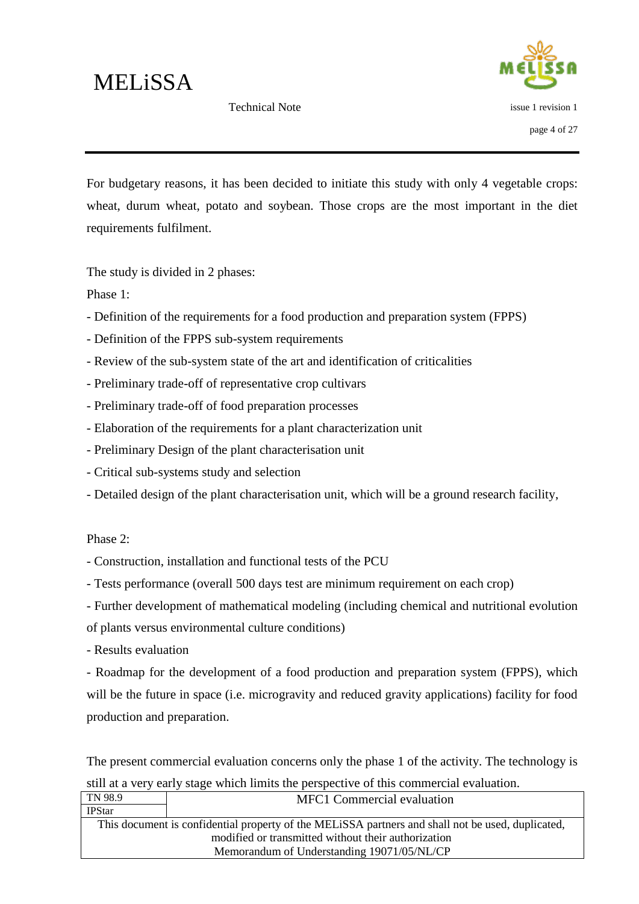For budgetary reasons, it has been decided to initiate this study with only 4 vegetable crops: wheat, durum wheat, potato and soybean. Those crops are the most important in the diet requirements fulfilment.

The study is divided in 2 phases:

Phase 1:

- Definition of the requirements for a food production and preparation system (FPPS)
- Definition of the FPPS sub-system requirements
- Review of the sub-system state of the art and identification of criticalities
- Preliminary trade-off of representative crop cultivars
- Preliminary trade-off of food preparation processes
- Elaboration of the requirements for a plant characterization unit
- Preliminary Design of the plant characterisation unit
- Critical sub-systems study and selection
- Detailed design of the plant characterisation unit, which will be a ground research facility,

Phase 2:

- Construction, installation and functional tests of the PCU
- Tests performance (overall 500 days test are minimum requirement on each crop)
- Further development of mathematical modeling (including chemical and nutritional evolution of plants versus environmental culture conditions)
- Results evaluation
- Roadmap for the development of a food production and preparation system (FPPS), which will be the future in space (i.e. microgravity and reduced gravity applications) facility for food production and preparation.

The present commercial evaluation concerns only the phase 1 of the activity. The technology is still at a very early stage which limits the perspective of this commercial evaluation.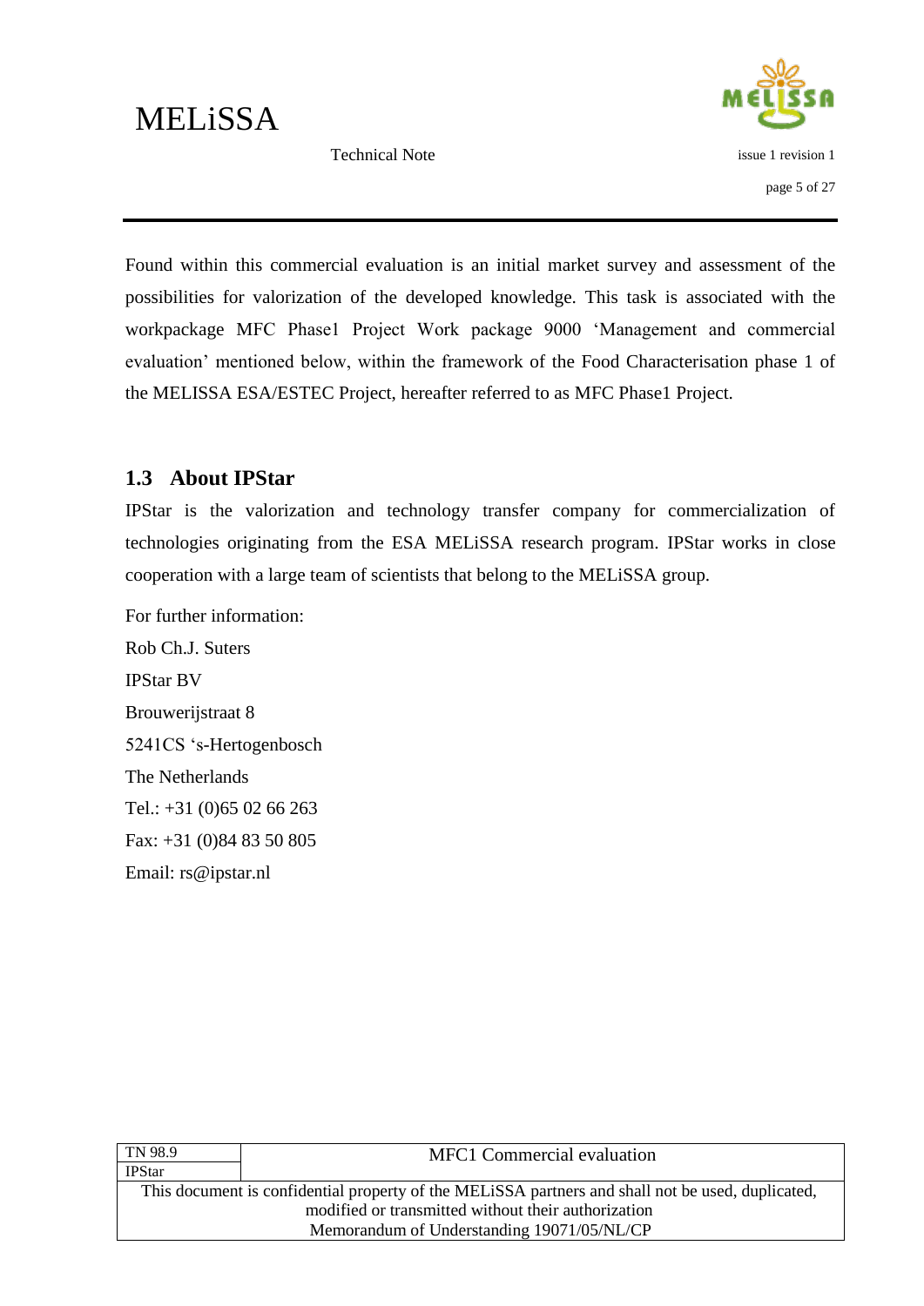Found within this commercial evaluation is an initial market survey and assessment of the possibilities for valorization of the developed knowledge. This task is associated with the workpackage MFC Phase1 Project Work package 9000 'Management and commercial evaluation' mentioned below, within the framework of the Food Characterisation phase 1 of the MELISSA ESA/ESTEC Project, hereafter referred to as MFC Phase1 Project.

## 1.3 About IPStar

IPStar is the valorization and technology transfer company for commercialization of technologies originating from the ESA MELiSSA research program. IPStar works in close cooperation with a large team of scientists that belong to the MELiSSA group.

For further information:
Rob Ch.J. Suters
IPStar BV
Brouwerijstraat 8
5241CS 's-Hertogenbosch
The Netherlands
Tel.: +31 (0)65 02 66 263
Fax: +31 (0)84 83 50 805
Email: rs@ipstar.nl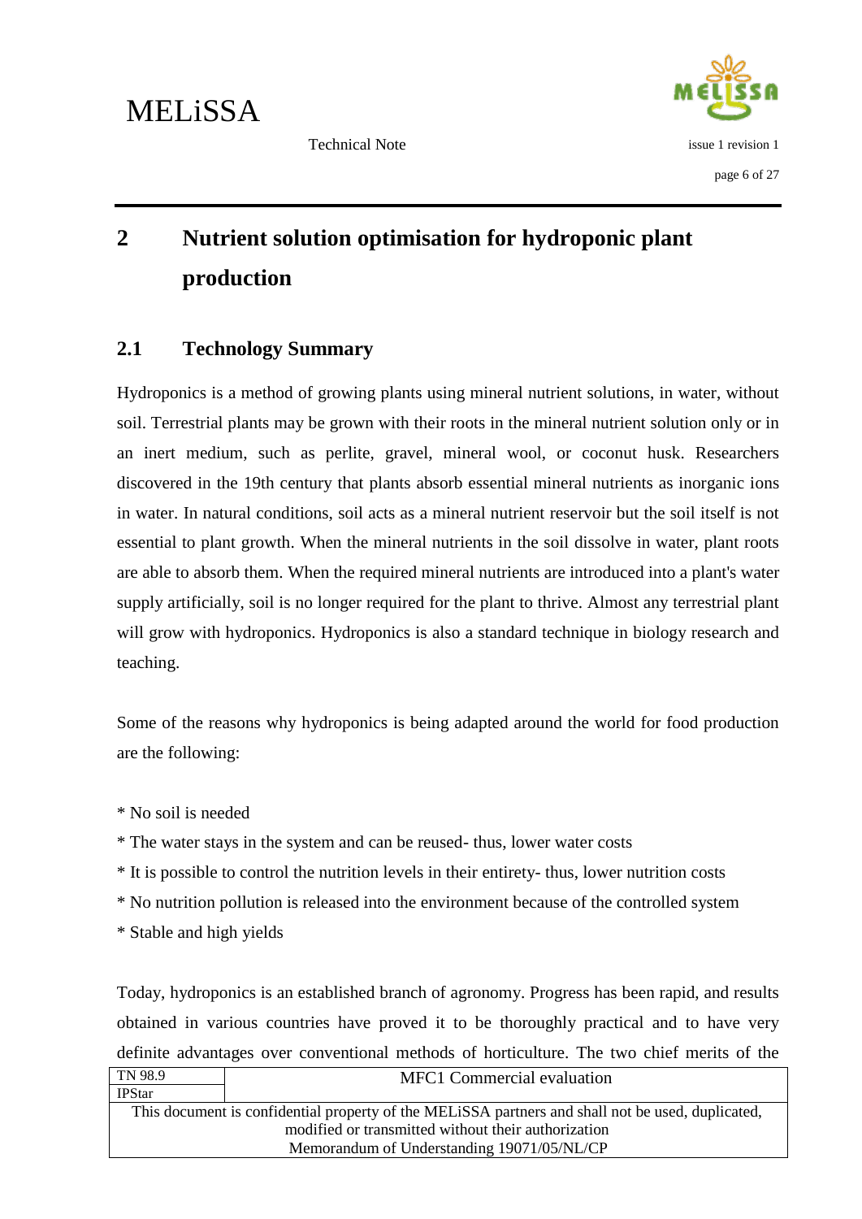# 2 Nutrient solution optimisation for hydroponic plant production

## 2.1 Technology Summary

Hydroponics is a method of growing plants using mineral nutrient solutions, in water, without soil. Terrestrial plants may be grown with their roots in the mineral nutrient solution only or in an inert medium, such as perlite, gravel, mineral wool, or coconut husk. Researchers discovered in the 19th century that plants absorb essential mineral nutrients as inorganic ions in water. In natural conditions, soil acts as a mineral nutrient reservoir but the soil itself is not essential to plant growth. When the mineral nutrients in the soil dissolve in water, plant roots are able to absorb them. When the required mineral nutrients are introduced into a plant's water supply artificially, soil is no longer required for the plant to thrive. Almost any terrestrial plant will grow with hydroponics. Hydroponics is also a standard technique in biology research and teaching.

Some of the reasons why hydroponics is being adapted around the world for food production are the following:

* No soil is needed
* The water stays in the system and can be reused- thus, lower water costs
* It is possible to control the nutrition levels in their entirety- thus, lower nutrition costs
* No nutrition pollution is released into the environment because of the controlled system
* Stable and high yields

Today, hydroponics is an established branch of agronomy. Progress has been rapid, and results obtained in various countries have proved it to be thoroughly practical and to have very definite advantages over conventional methods of horticulture. The two chief merits of the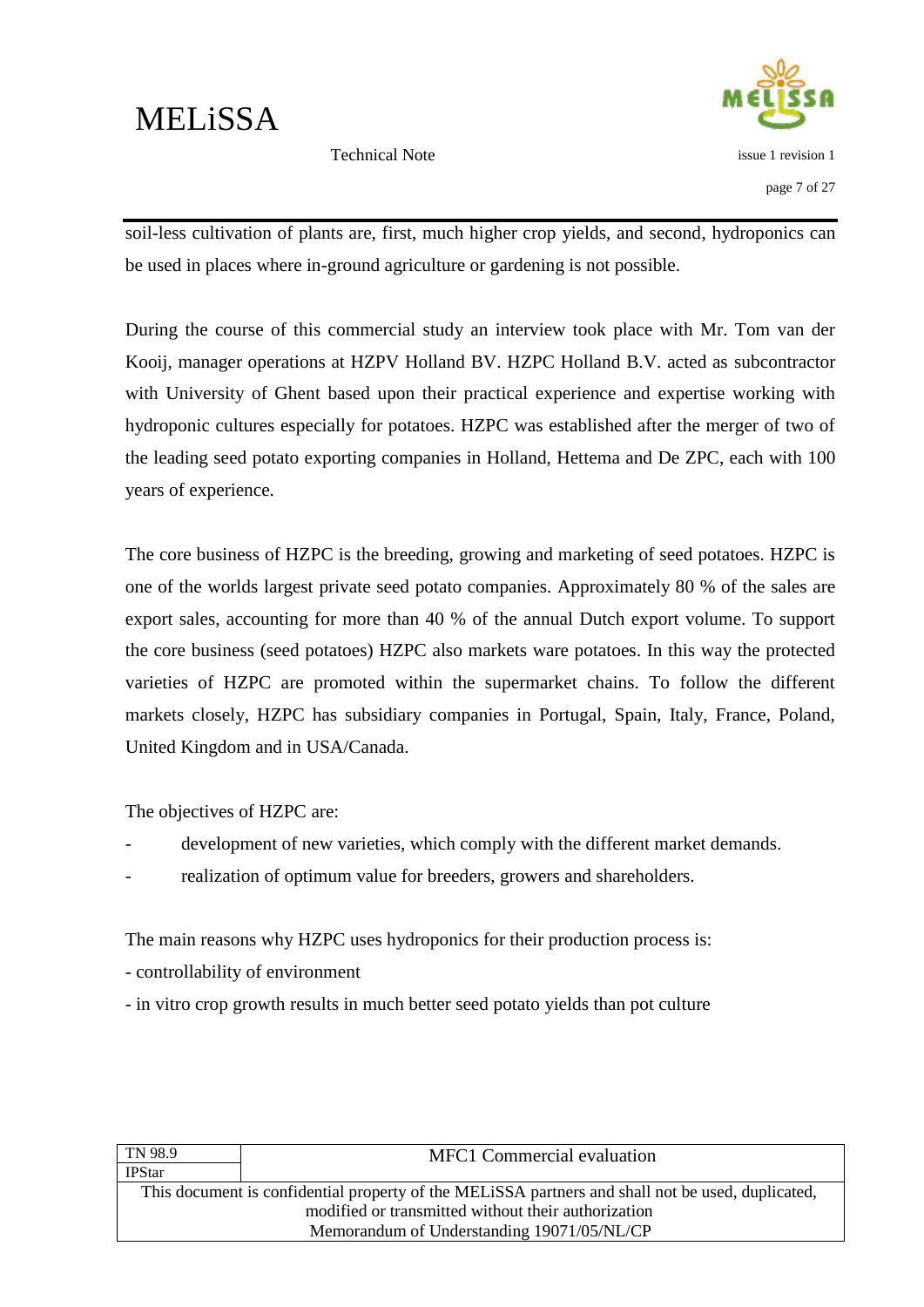soil-less cultivation of plants are, first, much higher crop yields, and second, hydroponics can be used in places where in-ground agriculture or gardening is not possible.

During the course of this commercial study an interview took place with Mr. Tom van der Kooij, manager operations at HZPV Holland BV. HZPC Holland B.V. acted as subcontractor with University of Ghent based upon their practical experience and expertise working with hydroponic cultures especially for potatoes. HZPC was established after the merger of two of the leading seed potato exporting companies in Holland, Hettema and De ZPC, each with 100 years of experience.

The core business of HZPC is the breeding, growing and marketing of seed potatoes. HZPC is one of the worlds largest private seed potato companies. Approximately 80 % of the sales are export sales, accounting for more than 40 % of the annual Dutch export volume. To support the core business (seed potatoes) HZPC also markets ware potatoes. In this way the protected varieties of HZPC are promoted within the supermarket chains. To follow the different markets closely, HZPC has subsidiary companies in Portugal, Spain, Italy, France, Poland, United Kingdom and in USA/Canada.

The objectives of HZPC are:

- development of new varieties, which comply with the different market demands.
- realization of optimum value for breeders, growers and shareholders.

The main reasons why HZPC uses hydroponics for their production process is:

- controllability of environment
- in vitro crop growth results in much better seed potato yields than pot culture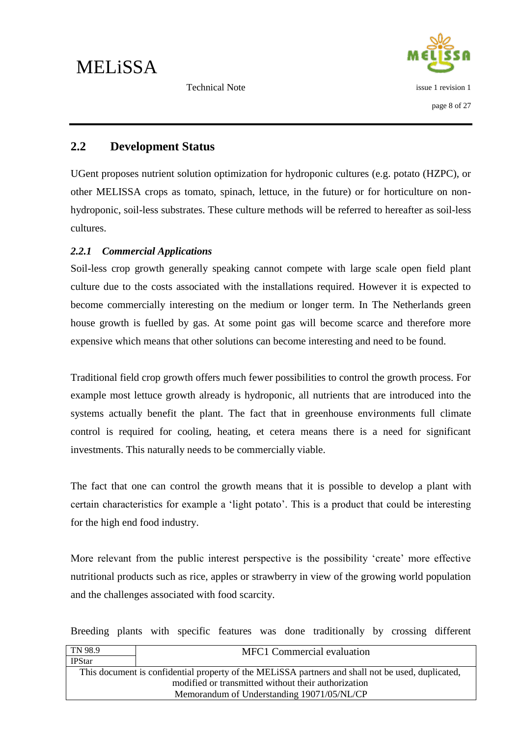## 2.2 Development Status

UGent proposes nutrient solution optimization for hydroponic cultures (e.g. potato (HZPC), or other MELISSA crops as tomato, spinach, lettuce, in the future) or for horticulture on non-hydroponic, soil-less substrates. These culture methods will be referred to hereafter as soil-less cultures.

### *2.2.1 Commercial Applications*

Soil-less crop growth generally speaking cannot compete with large scale open field plant culture due to the costs associated with the installations required. However it is expected to become commercially interesting on the medium or longer term. In The Netherlands green house growth is fuelled by gas. At some point gas will become scarce and therefore more expensive which means that other solutions can become interesting and need to be found.

Traditional field crop growth offers much fewer possibilities to control the growth process. For example most lettuce growth already is hydroponic, all nutrients that are introduced into the systems actually benefit the plant. The fact that in greenhouse environments full climate control is required for cooling, heating, et cetera means there is a need for significant investments. This naturally needs to be commercially viable.

The fact that one can control the growth means that it is possible to develop a plant with certain characteristics for example a 'light potato'. This is a product that could be interesting for the high end food industry.

More relevant from the public interest perspective is the possibility 'create' more effective nutritional products such as rice, apples or strawberry in view of the growing world population and the challenges associated with food scarcity.

Breeding plants with specific features was done traditionally by crossing different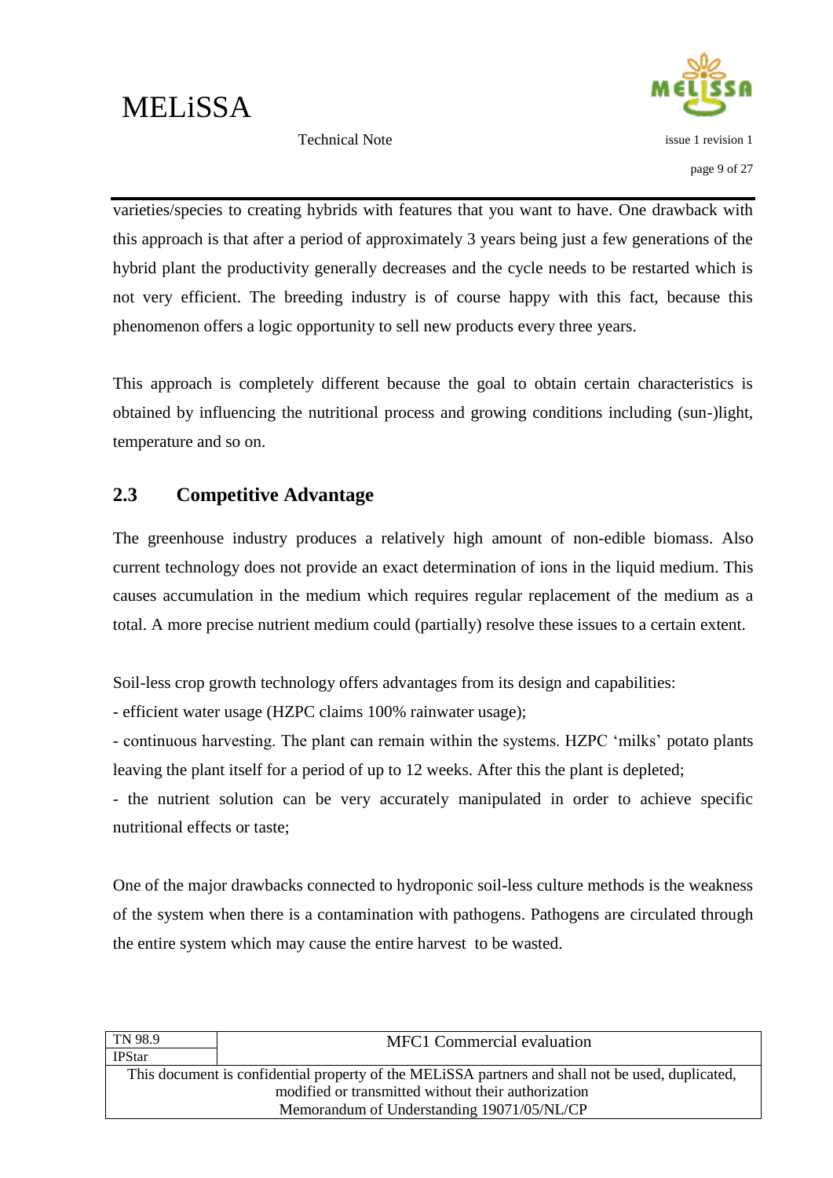varieties/species to creating hybrids with features that you want to have. One drawback with this approach is that after a period of approximately 3 years being just a few generations of the hybrid plant the productivity generally decreases and the cycle needs to be restarted which is not very efficient. The breeding industry is of course happy with this fact, because this phenomenon offers a logic opportunity to sell new products every three years.

This approach is completely different because the goal to obtain certain characteristics is obtained by influencing the nutritional process and growing conditions including (sun-)light, temperature and so on.

## 2.3 Competitive Advantage

The greenhouse industry produces a relatively high amount of non-edible biomass. Also current technology does not provide an exact determination of ions in the liquid medium. This causes accumulation in the medium which requires regular replacement of the medium as a total. A more precise nutrient medium could (partially) resolve these issues to a certain extent.

Soil-less crop growth technology offers advantages from its design and capabilities:

- efficient water usage (HZPC claims 100% rainwater usage);
- continuous harvesting. The plant can remain within the systems. HZPC 'milks' potato plants leaving the plant itself for a period of up to 12 weeks. After this the plant is depleted;
- the nutrient solution can be very accurately manipulated in order to achieve specific nutritional effects or taste;

One of the major drawbacks connected to hydroponic soil-less culture methods is the weakness of the system when there is a contamination with pathogens. Pathogens are circulated through the entire system which may cause the entire harvest to be wasted.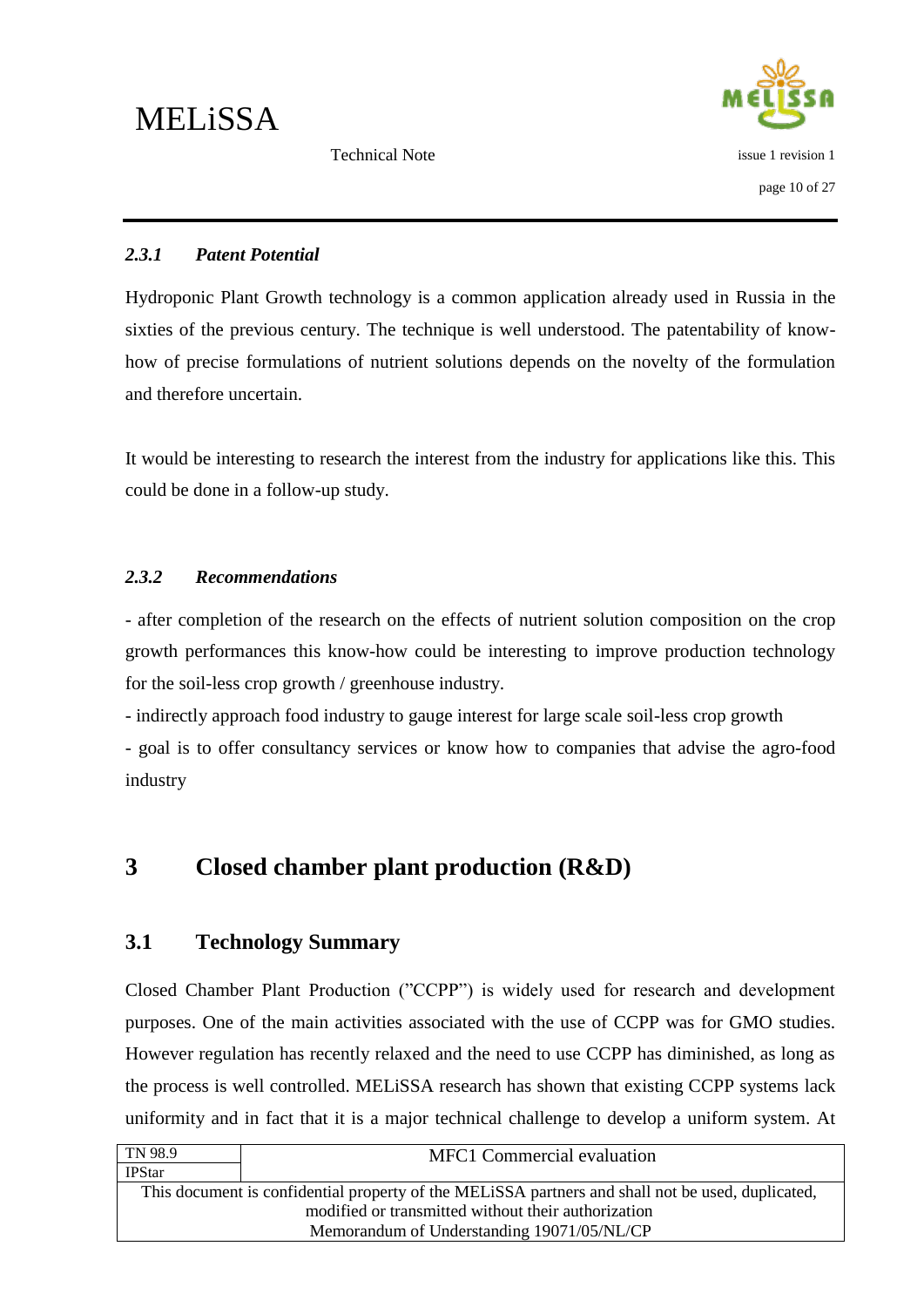### *2.3.1 Patent Potential*

Hydroponic Plant Growth technology is a common application already used in Russia in the sixties of the previous century. The technique is well understood. The patentability of know-how of precise formulations of nutrient solutions depends on the novelty of the formulation and therefore uncertain.

It would be interesting to research the interest from the industry for applications like this. This could be done in a follow-up study.

### *2.3.2 Recommendations*

- after completion of the research on the effects of nutrient solution composition on the crop growth performances this know-how could be interesting to improve production technology for the soil-less crop growth / greenhouse industry.
- indirectly approach food industry to gauge interest for large scale soil-less crop growth
- goal is to offer consultancy services or know how to companies that advise the agro-food industry

# 3 Closed chamber plant production (R&D)

## 3.1 Technology Summary

Closed Chamber Plant Production ("CCPP") is widely used for research and development purposes. One of the main activities associated with the use of CCPP was for GMO studies. However regulation has recently relaxed and the need to use CCPP has diminished, as long as the process is well controlled. MELiSSA research has shown that existing CCPP systems lack uniformity and in fact that it is a major technical challenge to develop a uniform system. At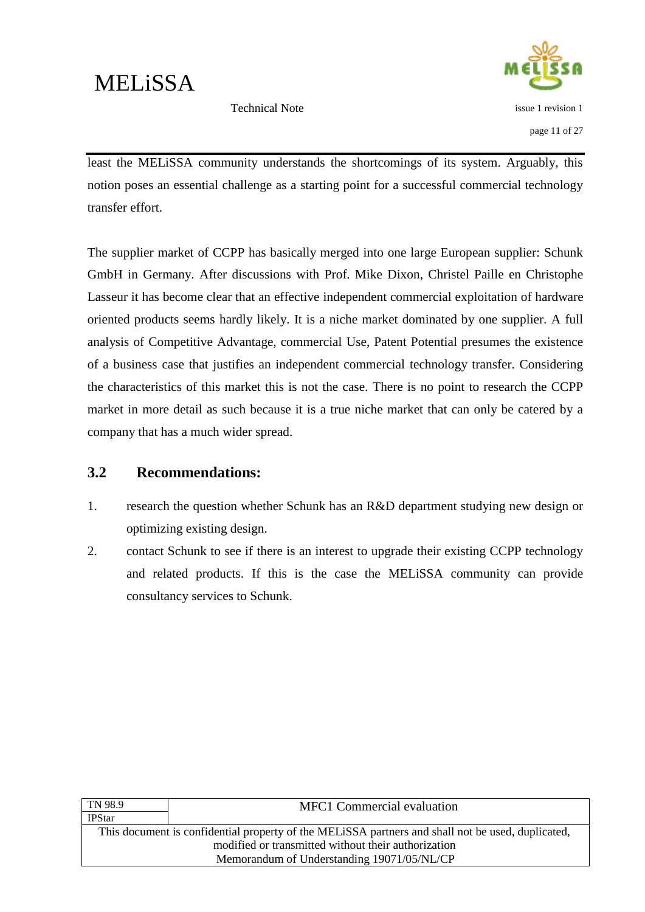least the MELiSSA community understands the shortcomings of its system. Arguably, this notion poses an essential challenge as a starting point for a successful commercial technology transfer effort.

The supplier market of CCPP has basically merged into one large European supplier: Schunk GmbH in Germany. After discussions with Prof. Mike Dixon, Christel Paille en Christophe Lasseur it has become clear that an effective independent commercial exploitation of hardware oriented products seems hardly likely. It is a niche market dominated by one supplier. A full analysis of Competitive Advantage, commercial Use, Patent Potential presumes the existence of a business case that justifies an independent commercial technology transfer. Considering the characteristics of this market this is not the case. There is no point to research the CCPP market in more detail as such because it is a true niche market that can only be catered by a company that has a much wider spread.

## 3.2 Recommendations:

1. research the question whether Schunk has an R&D department studying new design or optimizing existing design.
2. contact Schunk to see if there is an interest to upgrade their existing CCPP technology and related products. If this is the case the MELiSSA community can provide consultancy services to Schunk.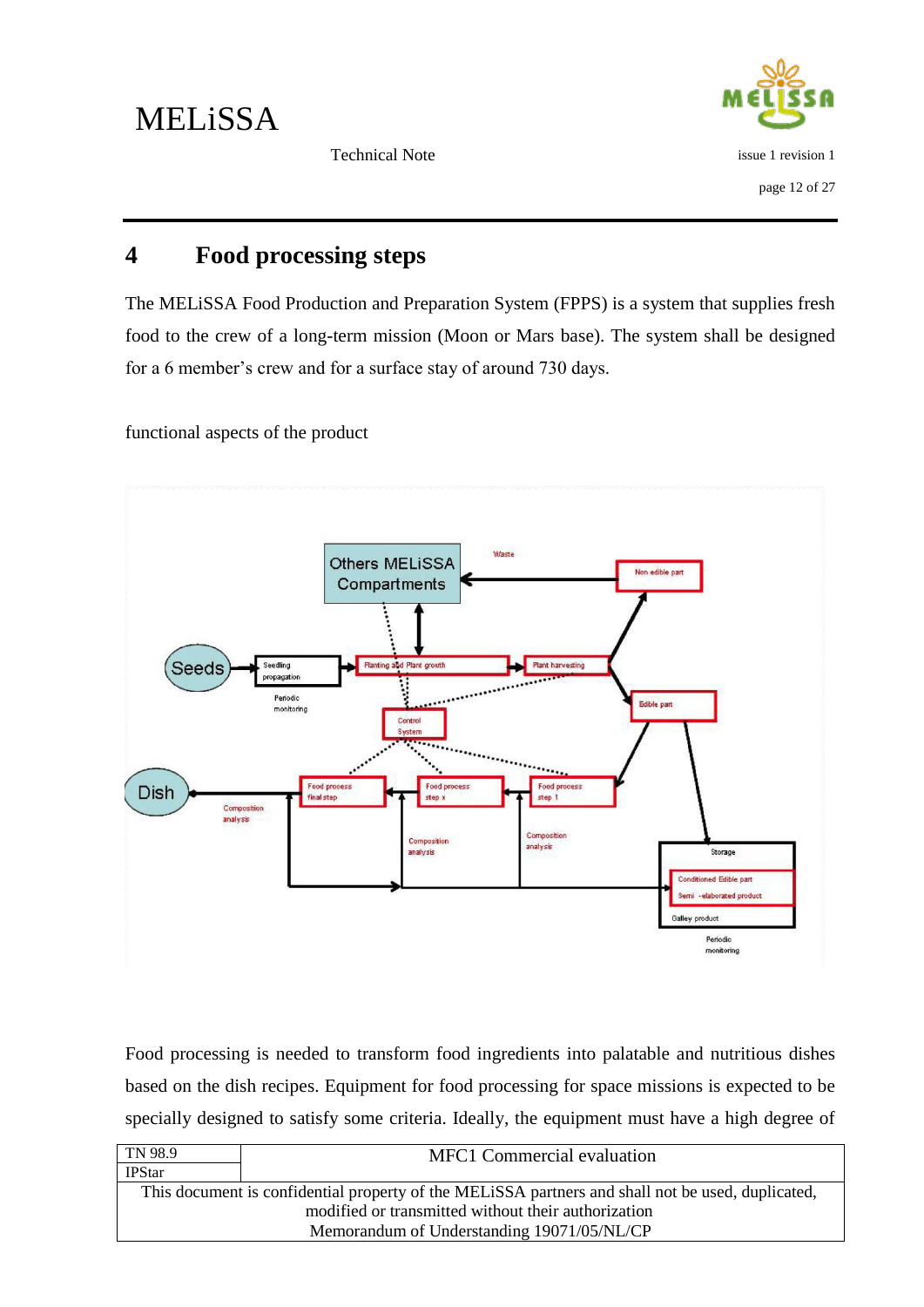# 4 Food processing steps

The MELiSSA Food Production and Preparation System (FPPS) is a system that supplies fresh food to the crew of a long-term mission (Moon or Mars base). The system shall be designed for a 6 member's crew and for a surface stay of around 730 days.

functional aspects of the product

Food processing is needed to transform food ingredients into palatable and nutritious dishes based on the dish recipes. Equipment for food processing for space missions is expected to be specially designed to satisfy some criteria. Ideally, the equipment must have a high degree of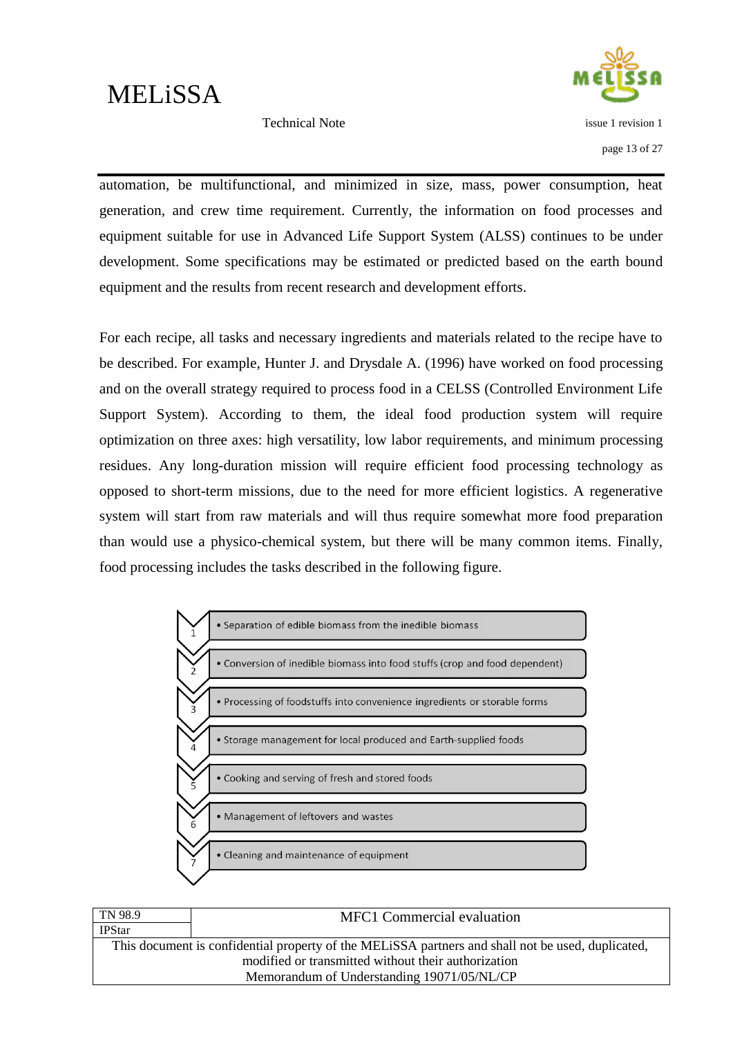automation, be multifunctional, and minimized in size, mass, power consumption, heat generation, and crew time requirement. Currently, the information on food processes and equipment suitable for use in Advanced Life Support System (ALSS) continues to be under development. Some specifications may be estimated or predicted based on the earth bound equipment and the results from recent research and development efforts.

For each recipe, all tasks and necessary ingredients and materials related to the recipe have to be described. For example, Hunter J. and Drysdale A. (1996) have worked on food processing and on the overall strategy required to process food in a CELSS (Controlled Environment Life Support System). According to them, the ideal food production system will require optimization on three axes: high versatility, low labor requirements, and minimum processing residues. Any long-duration mission will require efficient food processing technology as opposed to short-term missions, due to the need for more efficient logistics. A regenerative system will start from raw materials and will thus require somewhat more food preparation than would use a physico-chemical system, but there will be many common items. Finally, food processing includes the tasks described in the following figure.

1. Separation of edible biomass from the inedible biomass
2. Conversion of inedible biomass into food stuffs (crop and food dependent)
3. Processing of foodstuffs into convenience ingredients or storable forms
4. Storage management for local produced and Earth-supplied foods
5. Cooking and serving of fresh and stored foods
6. Management of leftovers and wastes
7. Cleaning and maintenance of equipment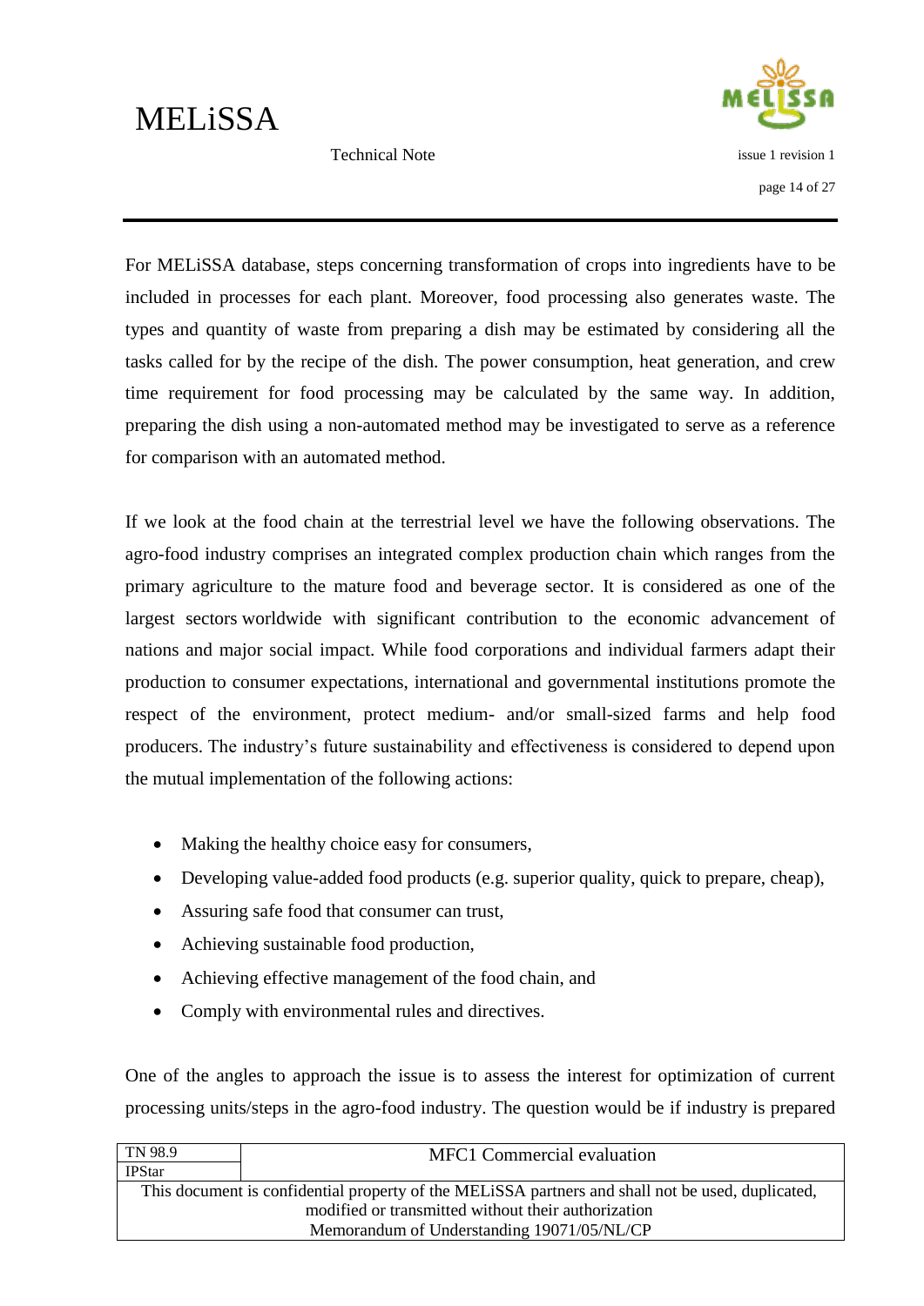For MELiSSA database, steps concerning transformation of crops into ingredients have to be included in processes for each plant. Moreover, food processing also generates waste. The types and quantity of waste from preparing a dish may be estimated by considering all the tasks called for by the recipe of the dish. The power consumption, heat generation, and crew time requirement for food processing may be calculated by the same way. In addition, preparing the dish using a non-automated method may be investigated to serve as a reference for comparison with an automated method.

If we look at the food chain at the terrestrial level we have the following observations. The agro-food industry comprises an integrated complex production chain which ranges from the primary agriculture to the mature food and beverage sector. It is considered as one of the largest sectors worldwide with significant contribution to the economic advancement of nations and major social impact. While food corporations and individual farmers adapt their production to consumer expectations, international and governmental institutions promote the respect of the environment, protect medium- and/or small-sized farms and help food producers. The industry's future sustainability and effectiveness is considered to depend upon the mutual implementation of the following actions:

- Making the healthy choice easy for consumers,
- Developing value-added food products (e.g. superior quality, quick to prepare, cheap),
- Assuring safe food that consumer can trust,
- Achieving sustainable food production,
- Achieving effective management of the food chain, and
- Comply with environmental rules and directives.

One of the angles to approach the issue is to assess the interest for optimization of current processing units/steps in the agro-food industry. The question would be if industry is prepared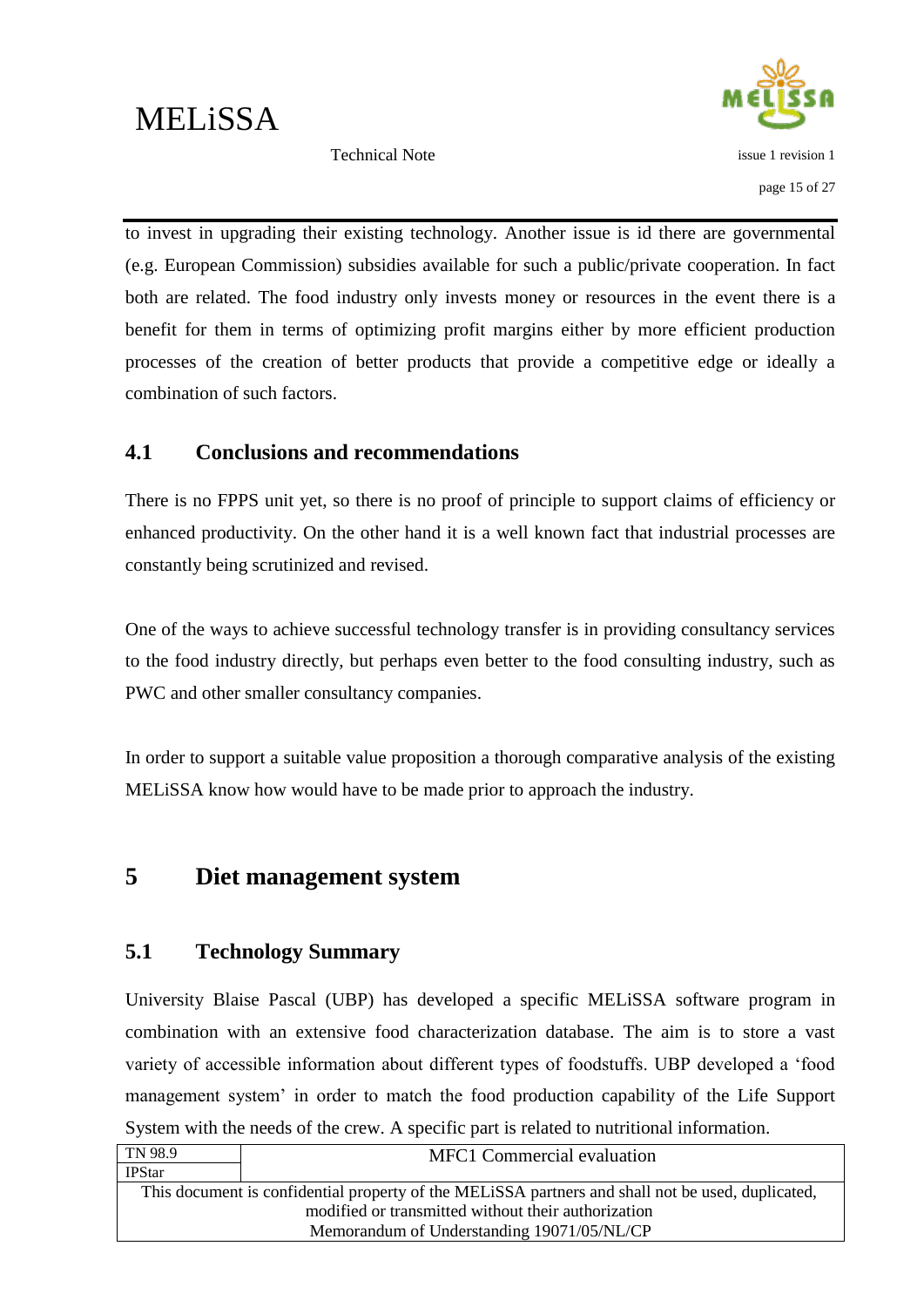to invest in upgrading their existing technology. Another issue is id there are governmental (e.g. European Commission) subsidies available for such a public/private cooperation. In fact both are related. The food industry only invests money or resources in the event there is a benefit for them in terms of optimizing profit margins either by more efficient production processes of the creation of better products that provide a competitive edge or ideally a combination of such factors.

## 4.1 Conclusions and recommendations

There is no FPPS unit yet, so there is no proof of principle to support claims of efficiency or enhanced productivity. On the other hand it is a well known fact that industrial processes are constantly being scrutinized and revised.

One of the ways to achieve successful technology transfer is in providing consultancy services to the food industry directly, but perhaps even better to the food consulting industry, such as PWC and other smaller consultancy companies.

In order to support a suitable value proposition a thorough comparative analysis of the existing MELiSSA know how would have to be made prior to approach the industry.

# 5 Diet management system

## 5.1 Technology Summary

University Blaise Pascal (UBP) has developed a specific MELiSSA software program in combination with an extensive food characterization database. The aim is to store a vast variety of accessible information about different types of foodstuffs. UBP developed a 'food management system' in order to match the food production capability of the Life Support System with the needs of the crew. A specific part is related to nutritional information.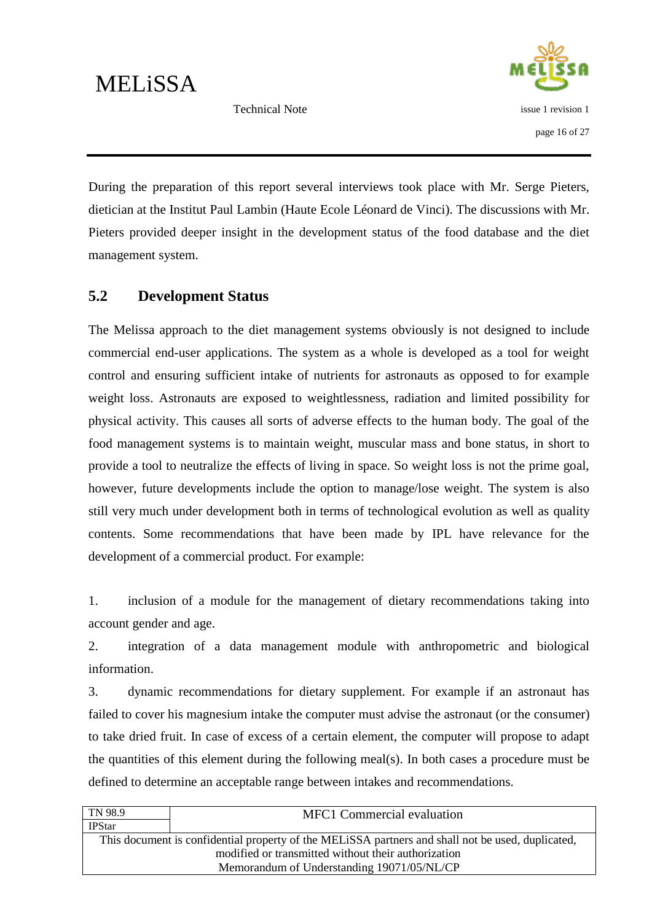During the preparation of this report several interviews took place with Mr. Serge Pieters, dietician at the Institut Paul Lambin (Haute Ecole Léonard de Vinci). The discussions with Mr. Pieters provided deeper insight in the development status of the food database and the diet management system.

## 5.2 Development Status

The Melissa approach to the diet management systems obviously is not designed to include commercial end-user applications. The system as a whole is developed as a tool for weight control and ensuring sufficient intake of nutrients for astronauts as opposed to for example weight loss. Astronauts are exposed to weightlessness, radiation and limited possibility for physical activity. This causes all sorts of adverse effects to the human body. The goal of the food management systems is to maintain weight, muscular mass and bone status, in short to provide a tool to neutralize the effects of living in space. So weight loss is not the prime goal, however, future developments include the option to manage/lose weight. The system is also still very much under development both in terms of technological evolution as well as quality contents. Some recommendations that have been made by IPL have relevance for the development of a commercial product. For example:

1. inclusion of a module for the management of dietary recommendations taking into account gender and age.
2. integration of a data management module with anthropometric and biological information.
3. dynamic recommendations for dietary supplement. For example if an astronaut has failed to cover his magnesium intake the computer must advise the astronaut (or the consumer) to take dried fruit. In case of excess of a certain element, the computer will propose to adapt the quantities of this element during the following meal(s). In both cases a procedure must be defined to determine an acceptable range between intakes and recommendations.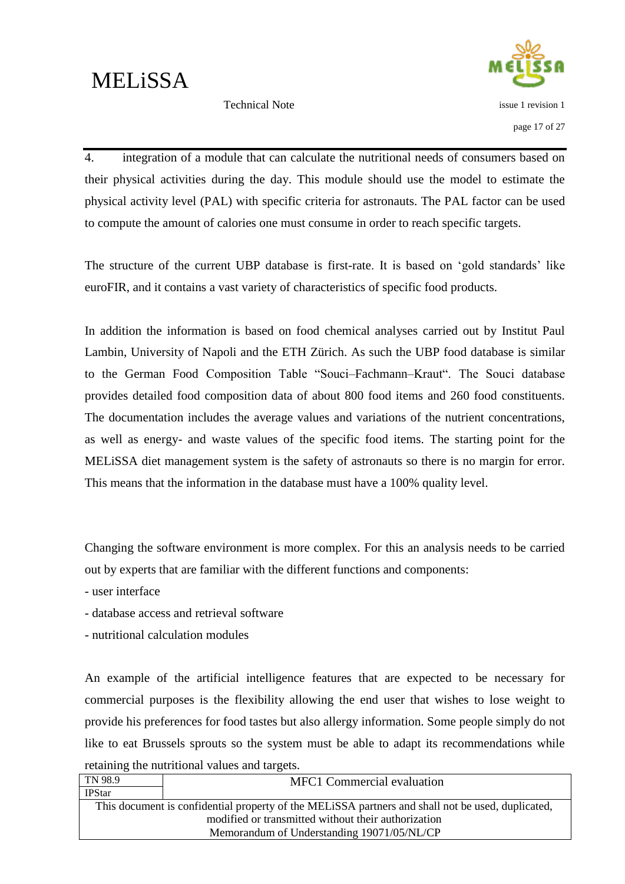4. integration of a module that can calculate the nutritional needs of consumers based on their physical activities during the day. This module should use the model to estimate the physical activity level (PAL) with specific criteria for astronauts. The PAL factor can be used to compute the amount of calories one must consume in order to reach specific targets.

The structure of the current UBP database is first-rate. It is based on 'gold standards' like euroFIR, and it contains a vast variety of characteristics of specific food products.

In addition the information is based on food chemical analyses carried out by Institut Paul Lambin, University of Napoli and the ETH Zürich. As such the UBP food database is similar to the German Food Composition Table "Souci–Fachmann–Kraut". The Souci database provides detailed food composition data of about 800 food items and 260 food constituents. The documentation includes the average values and variations of the nutrient concentrations, as well as energy- and waste values of the specific food items. The starting point for the MELiSSA diet management system is the safety of astronauts so there is no margin for error. This means that the information in the database must have a 100% quality level.

Changing the software environment is more complex. For this an analysis needs to be carried out by experts that are familiar with the different functions and components:

- user interface
- database access and retrieval software
- nutritional calculation modules

An example of the artificial intelligence features that are expected to be necessary for commercial purposes is the flexibility allowing the end user that wishes to lose weight to provide his preferences for food tastes but also allergy information. Some people simply do not like to eat Brussels sprouts so the system must be able to adapt its recommendations while retaining the nutritional values and targets.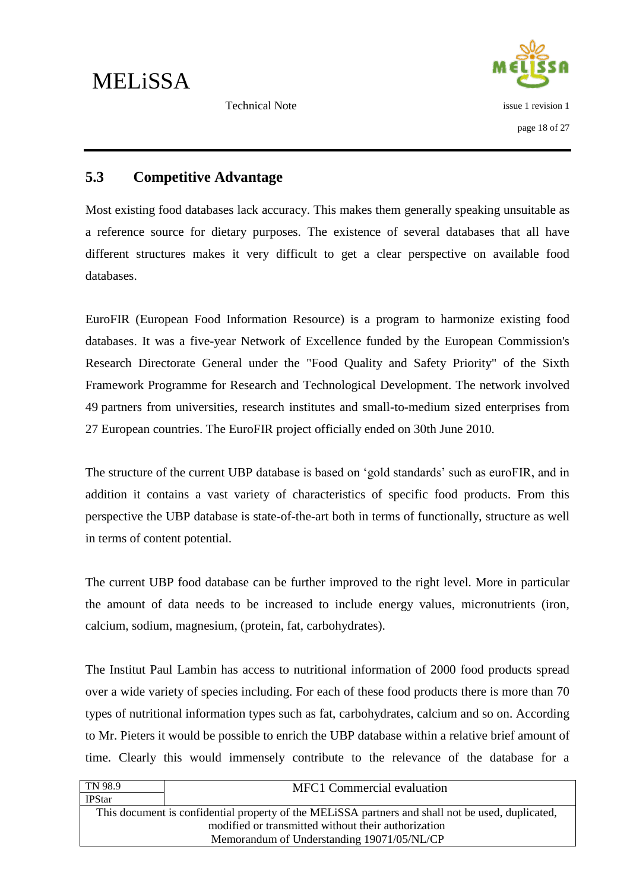## 5.3 Competitive Advantage

Most existing food databases lack accuracy. This makes them generally speaking unsuitable as a reference source for dietary purposes. The existence of several databases that all have different structures makes it very difficult to get a clear perspective on available food databases.

EuroFIR (European Food Information Resource) is a program to harmonize existing food databases. It was a five-year Network of Excellence funded by the European Commission's Research Directorate General under the "Food Quality and Safety Priority" of the Sixth Framework Programme for Research and Technological Development. The network involved 49 partners from universities, research institutes and small-to-medium sized enterprises from 27 European countries. The EuroFIR project officially ended on 30th June 2010.

The structure of the current UBP database is based on 'gold standards' such as euroFIR, and in addition it contains a vast variety of characteristics of specific food products. From this perspective the UBP database is state-of-the-art both in terms of functionally, structure as well in terms of content potential.

The current UBP food database can be further improved to the right level. More in particular the amount of data needs to be increased to include energy values, micronutrients (iron, calcium, sodium, magnesium, (protein, fat, carbohydrates).

The Institut Paul Lambin has access to nutritional information of 2000 food products spread over a wide variety of species including. For each of these food products there is more than 70 types of nutritional information types such as fat, carbohydrates, calcium and so on. According to Mr. Pieters it would be possible to enrich the UBP database within a relative brief amount of time. Clearly this would immensely contribute to the relevance of the database for a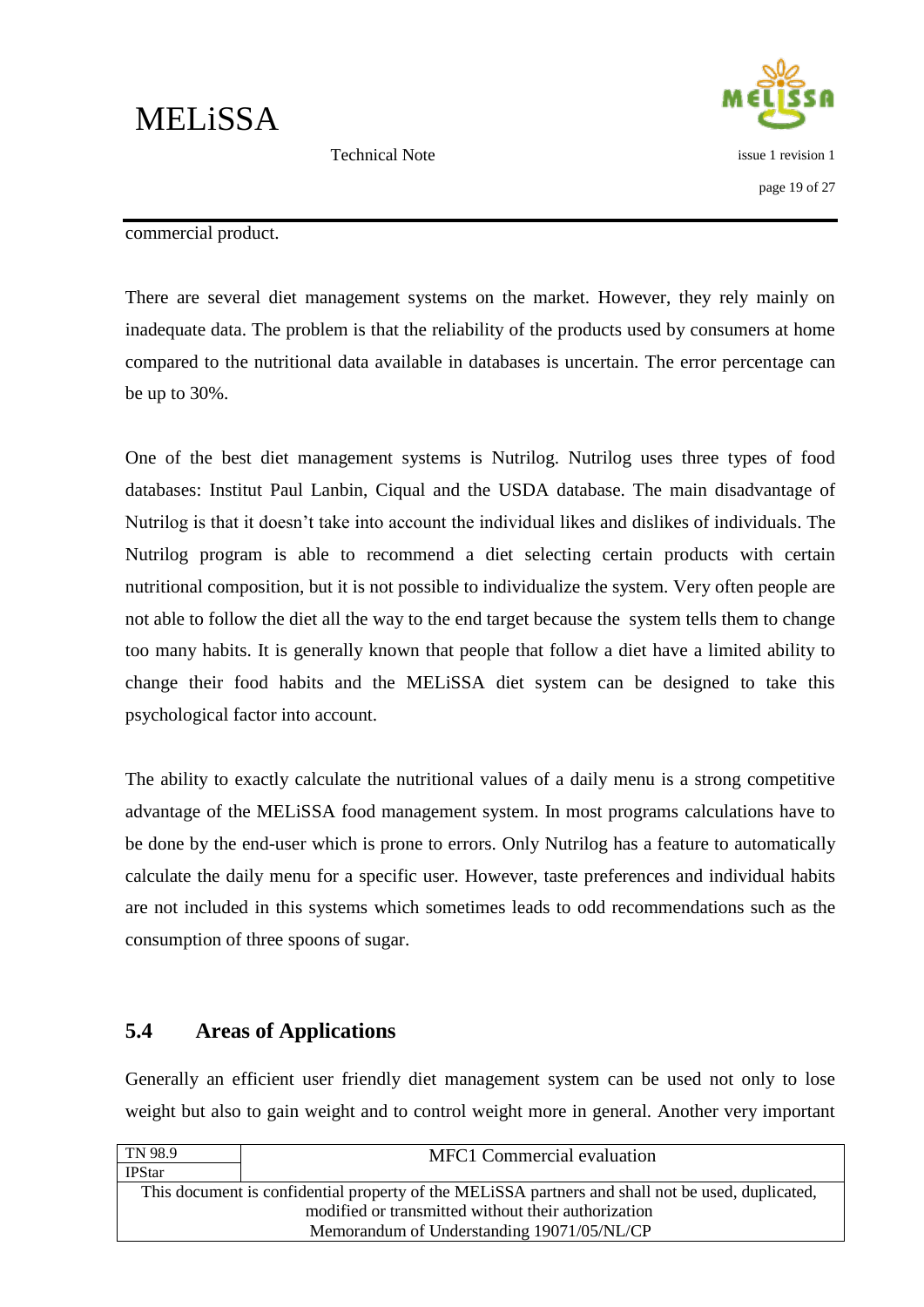commercial product.

There are several diet management systems on the market. However, they rely mainly on inadequate data. The problem is that the reliability of the products used by consumers at home compared to the nutritional data available in databases is uncertain. The error percentage can be up to 30%.

One of the best diet management systems is Nutrilog. Nutrilog uses three types of food databases: Institut Paul Lanbin, Ciqual and the USDA database. The main disadvantage of Nutrilog is that it doesn't take into account the individual likes and dislikes of individuals. The Nutrilog program is able to recommend a diet selecting certain products with certain nutritional composition, but it is not possible to individualize the system. Very often people are not able to follow the diet all the way to the end target because the system tells them to change too many habits. It is generally known that people that follow a diet have a limited ability to change their food habits and the MELiSSA diet system can be designed to take this psychological factor into account.

The ability to exactly calculate the nutritional values of a daily menu is a strong competitive advantage of the MELiSSA food management system. In most programs calculations have to be done by the end-user which is prone to errors. Only Nutrilog has a feature to automatically calculate the daily menu for a specific user. However, taste preferences and individual habits are not included in this systems which sometimes leads to odd recommendations such as the consumption of three spoons of sugar.

## 5.4 Areas of Applications

Generally an efficient user friendly diet management system can be used not only to lose weight but also to gain weight and to control weight more in general. Another very important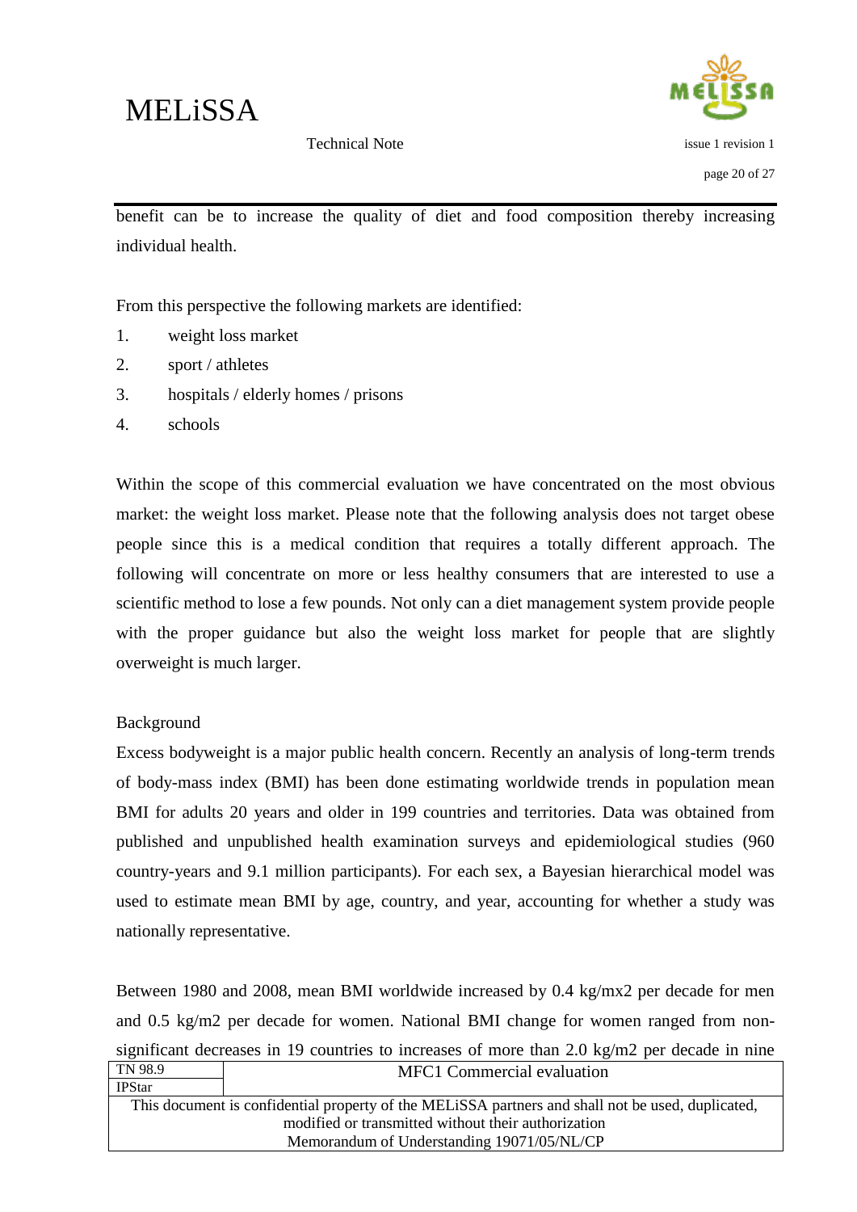benefit can be to increase the quality of diet and food composition thereby increasing individual health.

From this perspective the following markets are identified:

1. weight loss market
2. sport / athletes
3. hospitals / elderly homes / prisons
4. schools

Within the scope of this commercial evaluation we have concentrated on the most obvious market: the weight loss market. Please note that the following analysis does not target obese people since this is a medical condition that requires a totally different approach. The following will concentrate on more or less healthy consumers that are interested to use a scientific method to lose a few pounds. Not only can a diet management system provide people with the proper guidance but also the weight loss market for people that are slightly overweight is much larger.

Background

Excess bodyweight is a major public health concern. Recently an analysis of long-term trends of body-mass index (BMI) has been done estimating worldwide trends in population mean BMI for adults 20 years and older in 199 countries and territories. Data was obtained from published and unpublished health examination surveys and epidemiological studies (960 country-years and 9.1 million participants). For each sex, a Bayesian hierarchical model was used to estimate mean BMI by age, country, and year, accounting for whether a study was nationally representative.

Between 1980 and 2008, mean BMI worldwide increased by 0.4 kg/mx2 per decade for men and 0.5 kg/m2 per decade for women. National BMI change for women ranged from non-significant decreases in 19 countries to increases of more than 2.0 kg/m2 per decade in nine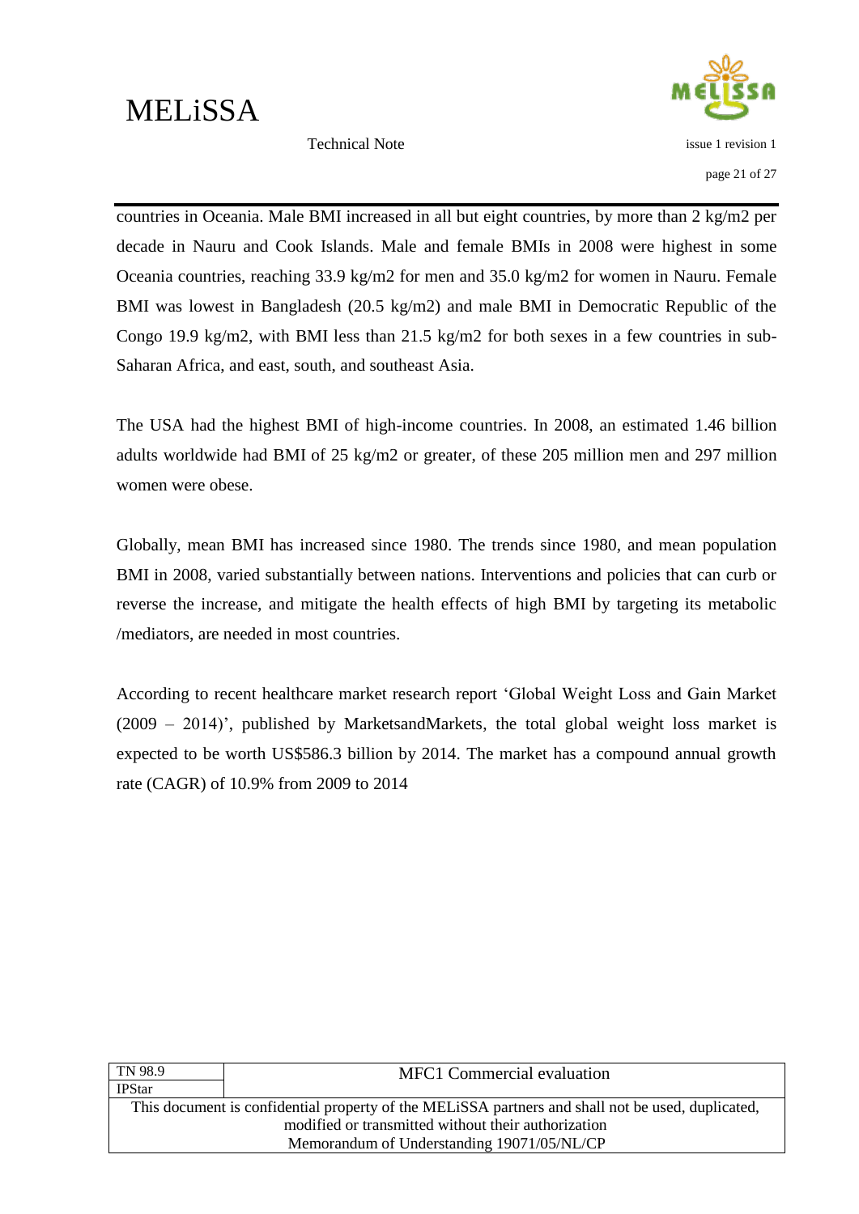countries in Oceania. Male BMI increased in all but eight countries, by more than 2 kg/m2 per decade in Nauru and Cook Islands. Male and female BMIs in 2008 were highest in some Oceania countries, reaching 33.9 kg/m2 for men and 35.0 kg/m2 for women in Nauru. Female BMI was lowest in Bangladesh (20.5 kg/m2) and male BMI in Democratic Republic of the Congo 19.9 kg/m2, with BMI less than 21.5 kg/m2 for both sexes in a few countries in sub-Saharan Africa, and east, south, and southeast Asia.

The USA had the highest BMI of high-income countries. In 2008, an estimated 1.46 billion adults worldwide had BMI of 25 kg/m2 or greater, of these 205 million men and 297 million women were obese.

Globally, mean BMI has increased since 1980. The trends since 1980, and mean population BMI in 2008, varied substantially between nations. Interventions and policies that can curb or reverse the increase, and mitigate the health effects of high BMI by targeting its metabolic /mediators, are needed in most countries.

According to recent healthcare market research report 'Global Weight Loss and Gain Market (2009 – 2014)', published by MarketsandMarkets, the total global weight loss market is expected to be worth US$586.3 billion by 2014. The market has a compound annual growth rate (CAGR) of 10.9% from 2009 to 2014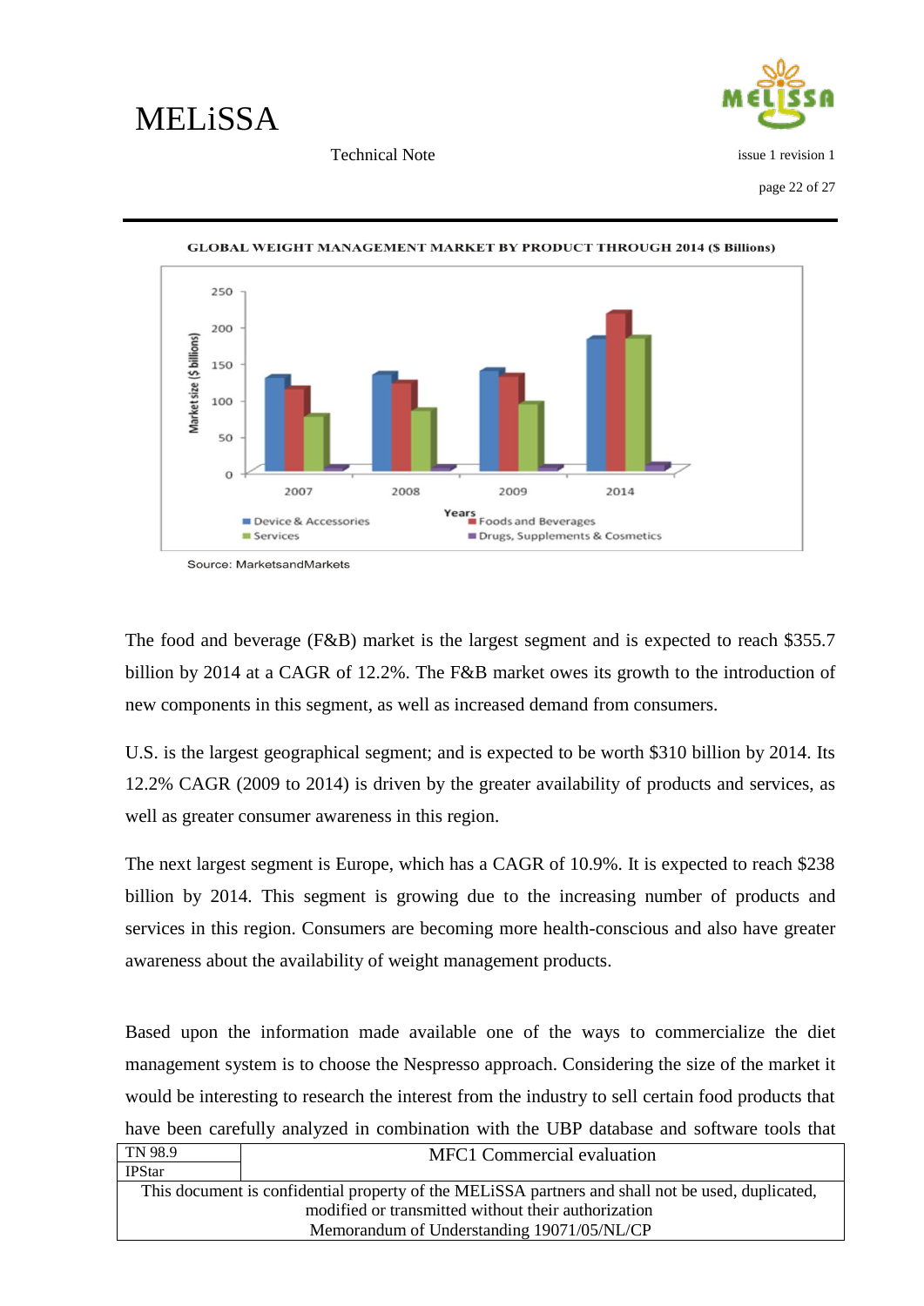**GLOBAL WEIGHT MANAGEMENT MARKET BY PRODUCT THROUGH 2014 ($ Billions)**

Source: MarketsandMarkets

The food and beverage (F&B) market is the largest segment and is expected to reach $355.7 billion by 2014 at a CAGR of 12.2%. The F&B market owes its growth to the introduction of new components in this segment, as well as increased demand from consumers.

U.S. is the largest geographical segment; and is expected to be worth $310 billion by 2014. Its 12.2% CAGR (2009 to 2014) is driven by the greater availability of products and services, as well as greater consumer awareness in this region.

The next largest segment is Europe, which has a CAGR of 10.9%. It is expected to reach $238 billion by 2014. This segment is growing due to the increasing number of products and services in this region. Consumers are becoming more health-conscious and also have greater awareness about the availability of weight management products.

Based upon the information made available one of the ways to commercialize the diet management system is to choose the Nespresso approach. Considering the size of the market it would be interesting to research the interest from the industry to sell certain food products that have been carefully analyzed in combination with the UBP database and software tools that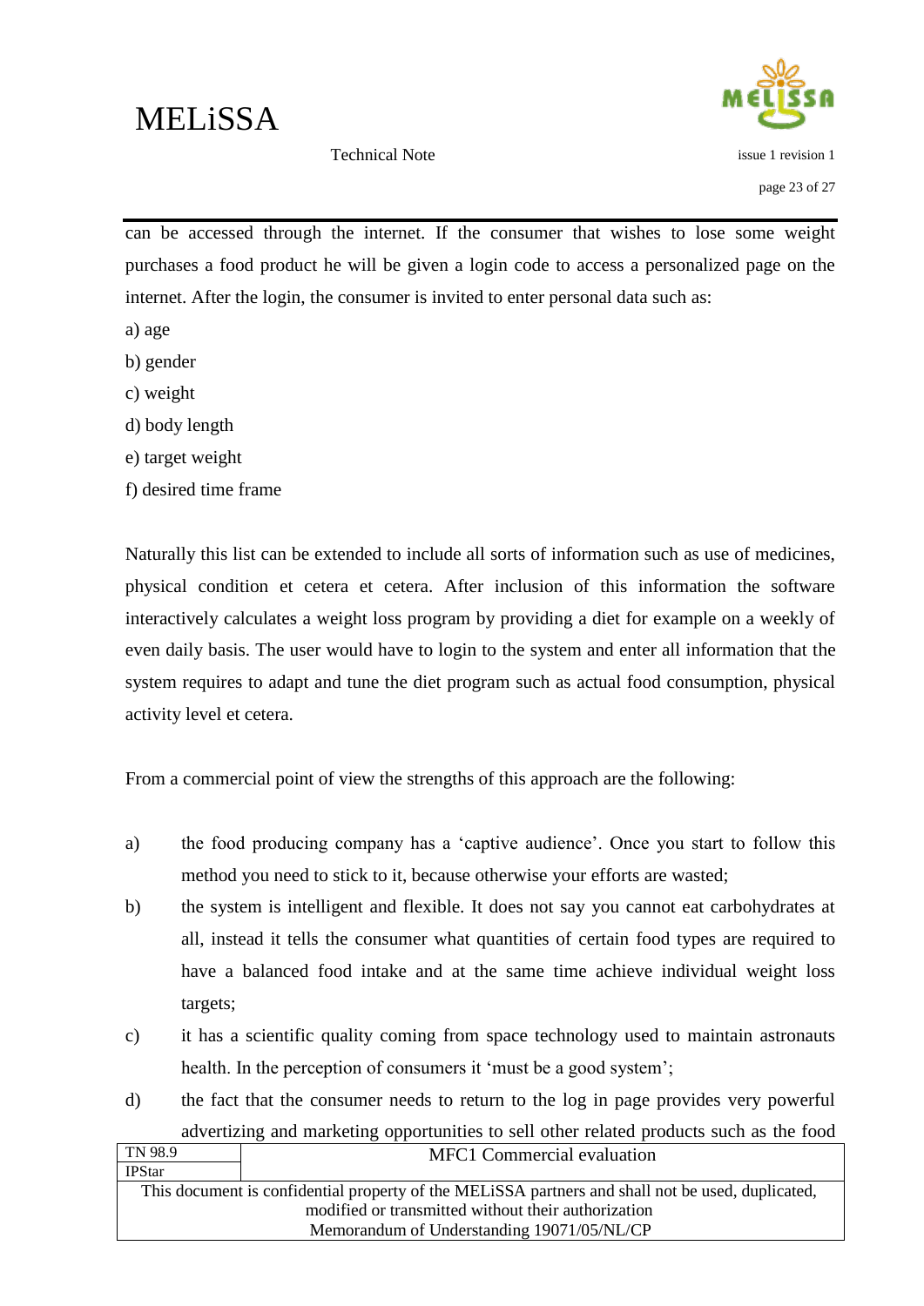can be accessed through the internet. If the consumer that wishes to lose some weight purchases a food product he will be given a login code to access a personalized page on the internet. After the login, the consumer is invited to enter personal data such as:

a) age

b) gender

c) weight

d) body length

e) target weight

f) desired time frame

Naturally this list can be extended to include all sorts of information such as use of medicines, physical condition et cetera et cetera. After inclusion of this information the software interactively calculates a weight loss program by providing a diet for example on a weekly of even daily basis. The user would have to login to the system and enter all information that the system requires to adapt and tune the diet program such as actual food consumption, physical activity level et cetera.

From a commercial point of view the strengths of this approach are the following:

a) the food producing company has a 'captive audience'. Once you start to follow this method you need to stick to it, because otherwise your efforts are wasted;

b) the system is intelligent and flexible. It does not say you cannot eat carbohydrates at all, instead it tells the consumer what quantities of certain food types are required to have a balanced food intake and at the same time achieve individual weight loss targets;

c) it has a scientific quality coming from space technology used to maintain astronauts health. In the perception of consumers it 'must be a good system';

d) the fact that the consumer needs to return to the log in page provides very powerful advertizing and marketing opportunities to sell other related products such as the food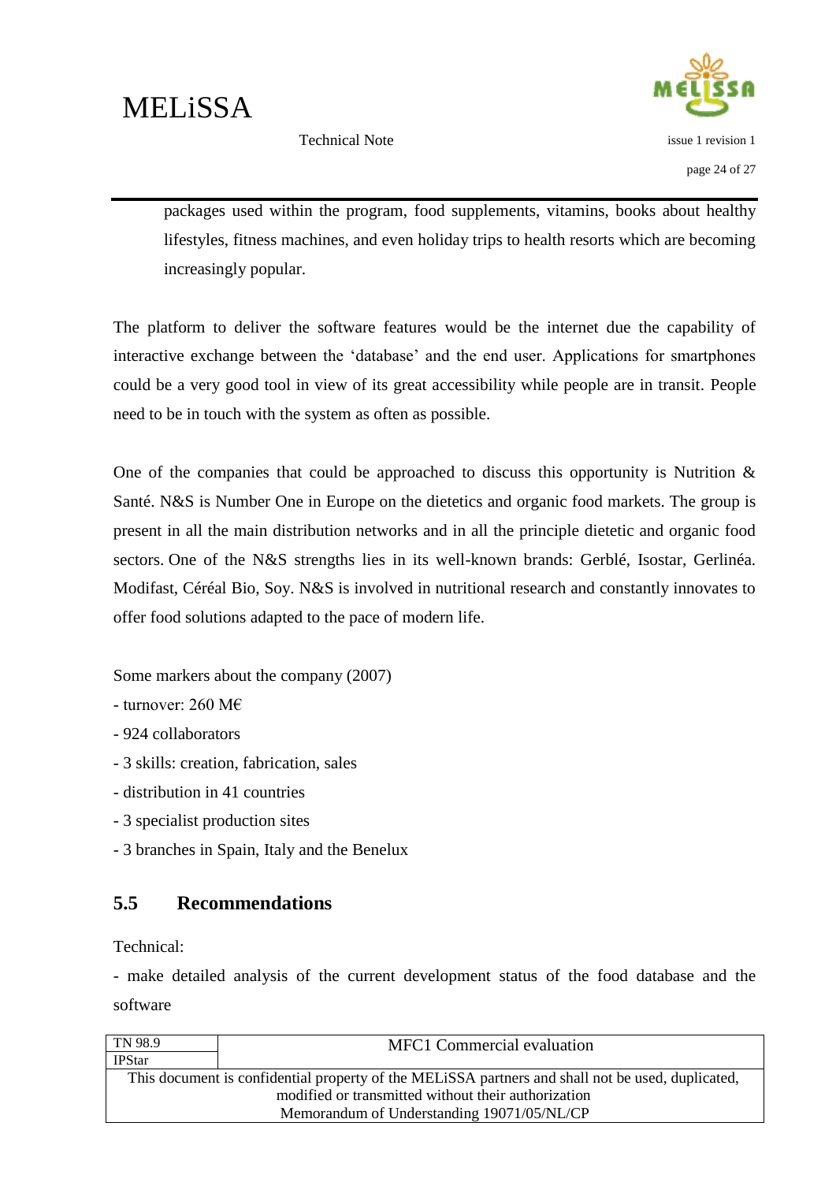packages used within the program, food supplements, vitamins, books about healthy lifestyles, fitness machines, and even holiday trips to health resorts which are becoming increasingly popular.

The platform to deliver the software features would be the internet due the capability of interactive exchange between the 'database' and the end user. Applications for smartphones could be a very good tool in view of its great accessibility while people are in transit. People need to be in touch with the system as often as possible.

One of the companies that could be approached to discuss this opportunity is Nutrition & Santé. N&S is Number One in Europe on the dietetics and organic food markets. The group is present in all the main distribution networks and in all the principle dietetic and organic food sectors. One of the N&S strengths lies in its well-known brands: Gerblé, Isostar, Gerlinéa. Modifast, Céréal Bio, Soy. N&S is involved in nutritional research and constantly innovates to offer food solutions adapted to the pace of modern life.

Some markers about the company (2007)

- turnover: 260 M€
- 924 collaborators
- 3 skills: creation, fabrication, sales
- distribution in 41 countries
- 3 specialist production sites
- 3 branches in Spain, Italy and the Benelux

## 5.5 Recommendations

Technical:

- make detailed analysis of the current development status of the food database and the software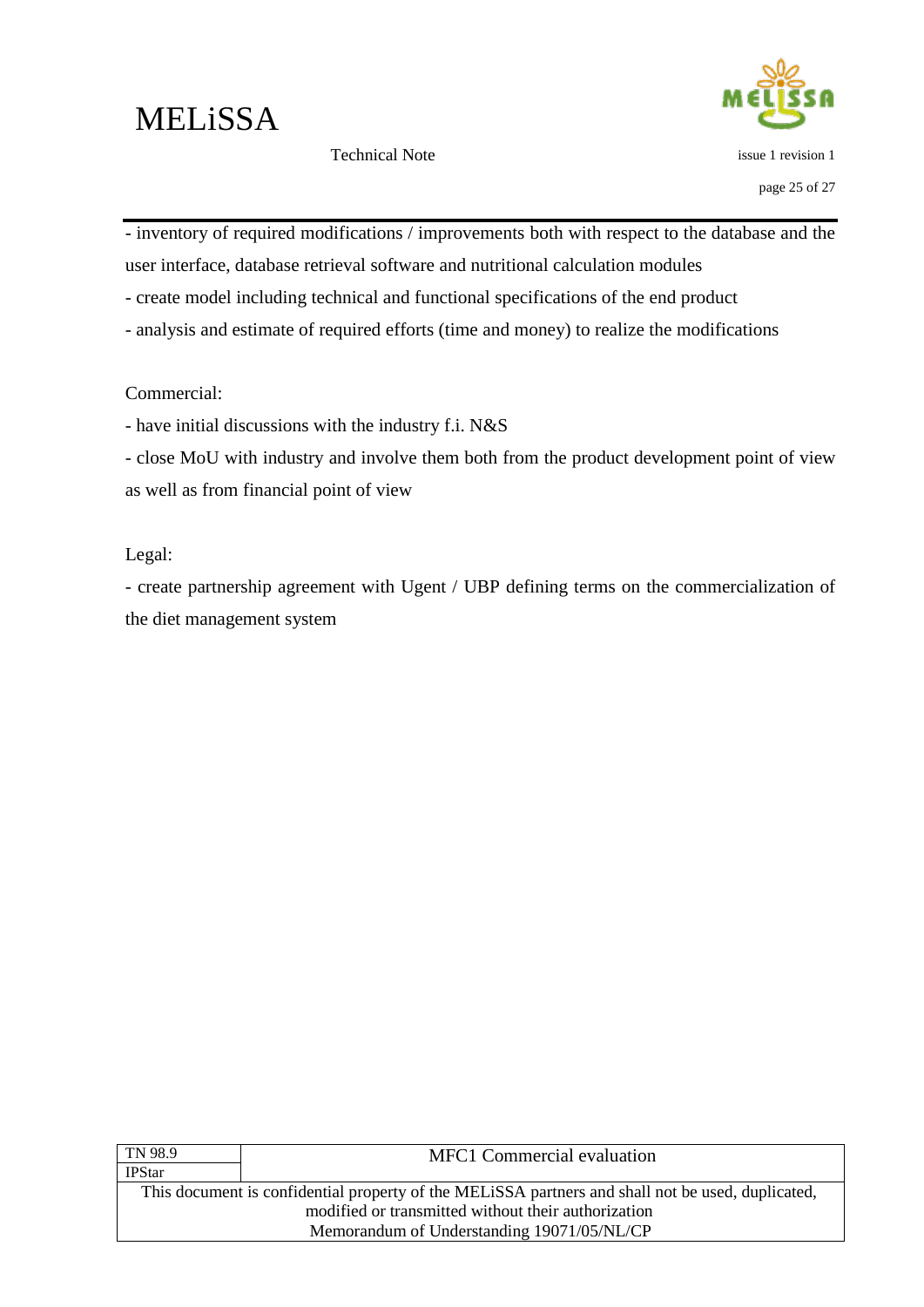- inventory of required modifications / improvements both with respect to the database and the user interface, database retrieval software and nutritional calculation modules
- create model including technical and functional specifications of the end product
- analysis and estimate of required efforts (time and money) to realize the modifications

Commercial:

- have initial discussions with the industry f.i. N&S
- close MoU with industry and involve them both from the product development point of view as well as from financial point of view

Legal:

- create partnership agreement with Ugent / UBP defining terms on the commercialization of the diet management system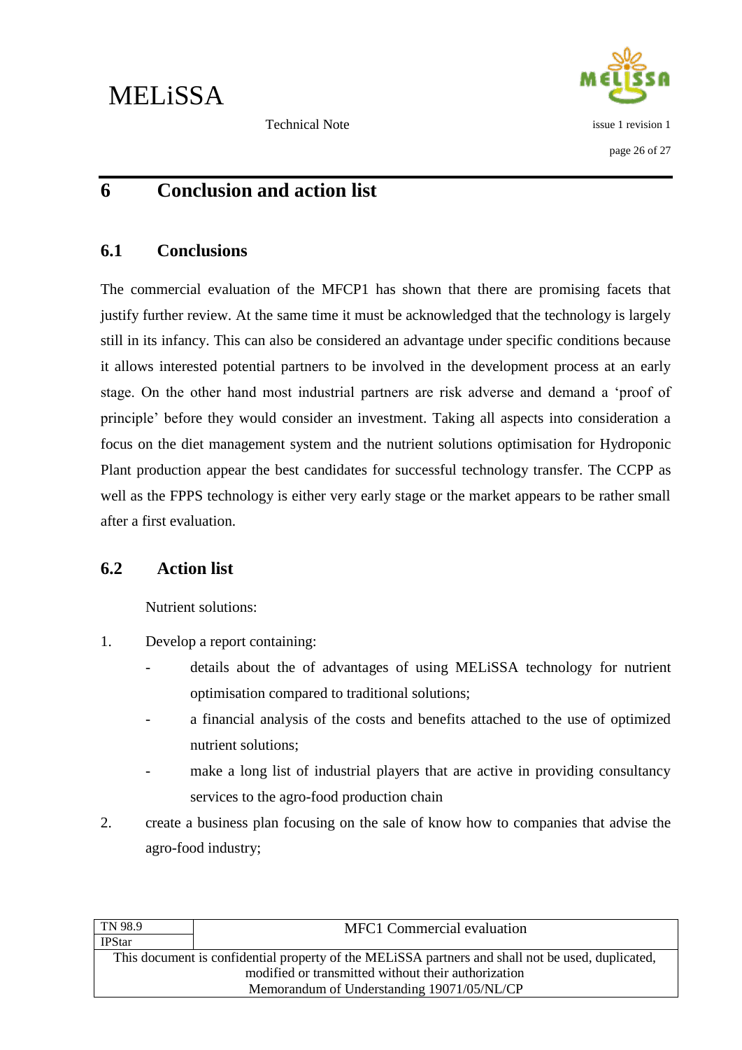# 6 Conclusion and action list

## 6.1 Conclusions

The commercial evaluation of the MFCP1 has shown that there are promising facets that justify further review. At the same time it must be acknowledged that the technology is largely still in its infancy. This can also be considered an advantage under specific conditions because it allows interested potential partners to be involved in the development process at an early stage. On the other hand most industrial partners are risk adverse and demand a 'proof of principle' before they would consider an investment. Taking all aspects into consideration a focus on the diet management system and the nutrient solutions optimisation for Hydroponic Plant production appear the best candidates for successful technology transfer. The CCPP as well as the FPPS technology is either very early stage or the market appears to be rather small after a first evaluation.

## 6.2 Action list

Nutrient solutions:

1. Develop a report containing:
   - details about the of advantages of using MELiSSA technology for nutrient optimisation compared to traditional solutions;
   - a financial analysis of the costs and benefits attached to the use of optimized nutrient solutions;
   - make a long list of industrial players that are active in providing consultancy services to the agro-food production chain
2. create a business plan focusing on the sale of know how to companies that advise the agro-food industry;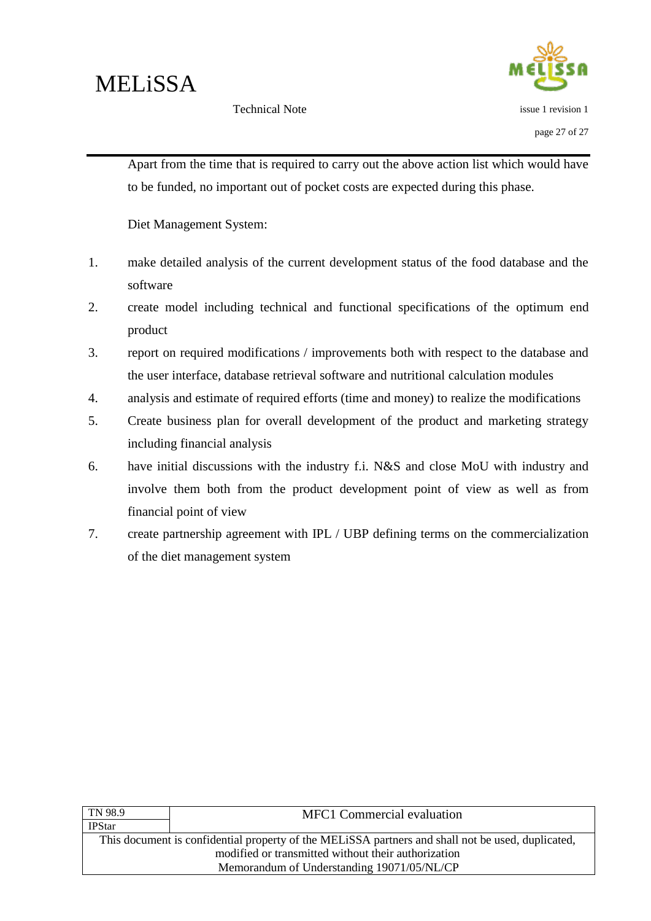Apart from the time that is required to carry out the above action list which would have to be funded, no important out of pocket costs are expected during this phase.

Diet Management System:

1. make detailed analysis of the current development status of the food database and the software
2. create model including technical and functional specifications of the optimum end product
3. report on required modifications / improvements both with respect to the database and the user interface, database retrieval software and nutritional calculation modules
4. analysis and estimate of required efforts (time and money) to realize the modifications
5. Create business plan for overall development of the product and marketing strategy including financial analysis
6. have initial discussions with the industry f.i. N&S and close MoU with industry and involve them both from the product development point of view as well as from financial point of view
7. create partnership agreement with IPL / UBP defining terms on the commercialization of the diet management system